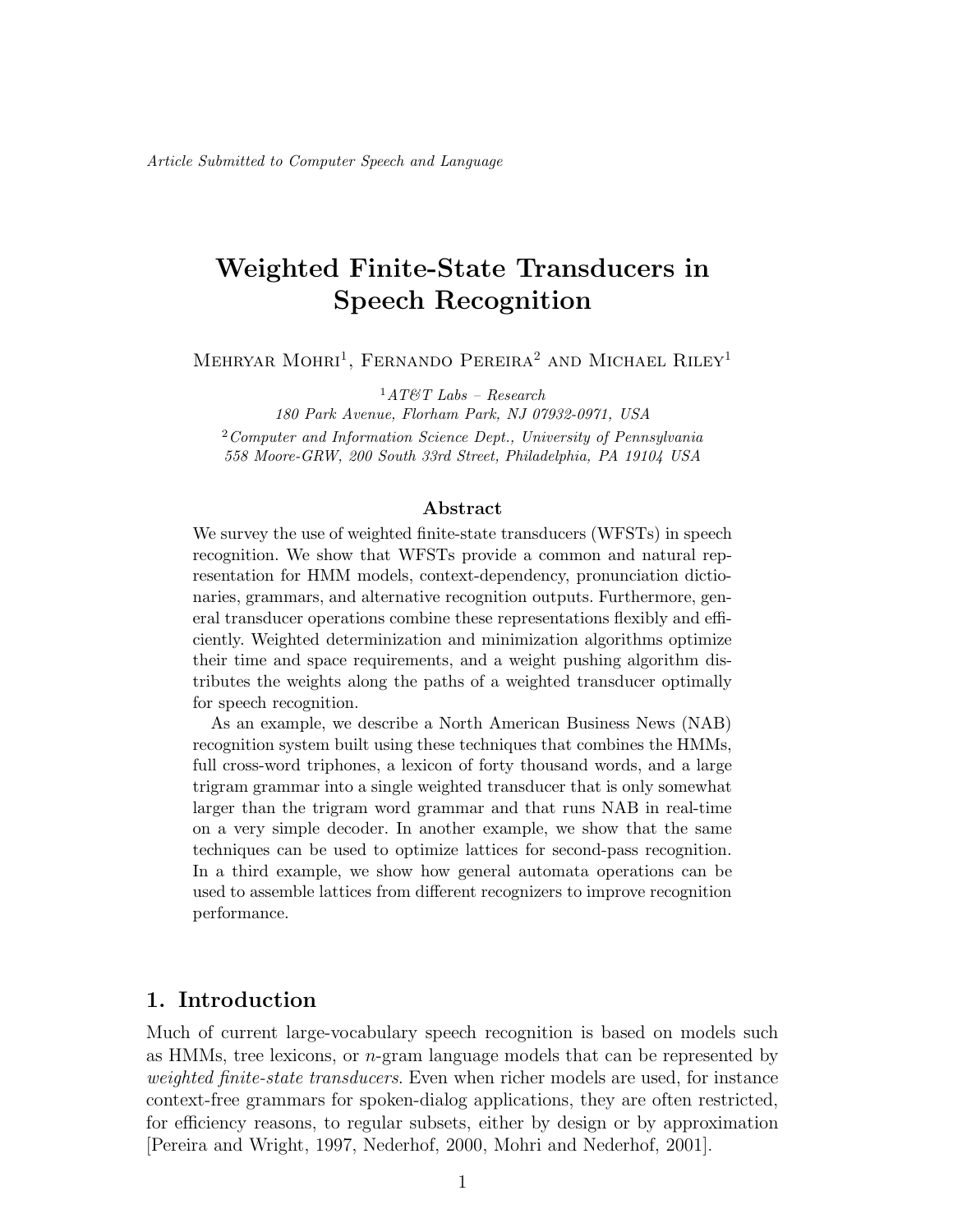*Article Submitted to Computer Speech and Language*

# Weighted Finite-State Transducers in Speech Recognition

Mehryar Mohri[1], Fernando Pereira[2] and Michael Riley[1]

[1] *AT&T Labs – Research*
*180 Park Avenue, Florham Park, NJ 07932-0971, USA*

[2] *Computer and Information Science Dept., University of Pennsylvania*
*558 Moore-GRW, 200 South 33rd Street, Philadelphia, PA 19104 USA*

### Abstract

We survey the use of weighted finite-state transducers (WFSTs) in speech recognition. We show that WFSTs provide a common and natural representation for HMM models, context-dependency, pronunciation dictionaries, grammars, and alternative recognition outputs. Furthermore, general transducer operations combine these representations flexibly and efficiently. Weighted determinization and minimization algorithms optimize their time and space requirements, and a weight pushing algorithm distributes the weights along the paths of a weighted transducer optimally for speech recognition.

As an example, we describe a North American Business News (NAB) recognition system built using these techniques that combines the HMMs, full cross-word triphones, a lexicon of forty thousand words, and a large trigram grammar into a single weighted transducer that is only somewhat larger than the trigram word grammar and that runs NAB in real-time on a very simple decoder. In another example, we show that the same techniques can be used to optimize lattices for second-pass recognition. In a third example, we show how general automata operations can be used to assemble lattices from different recognizers to improve recognition performance.

## 1. Introduction

Much of current large-vocabulary speech recognition is based on models such as HMMs, tree lexicons, or $n$-gram language models that can be represented by *weighted finite-state transducers*. Even when richer models are used, for instance context-free grammars for spoken-dialog applications, they are often restricted, for efficiency reasons, to regular subsets, either by design or by approximation [Pereira and Wright, 1997, Nederhof, 2000, Mohri and Nederhof, 2001].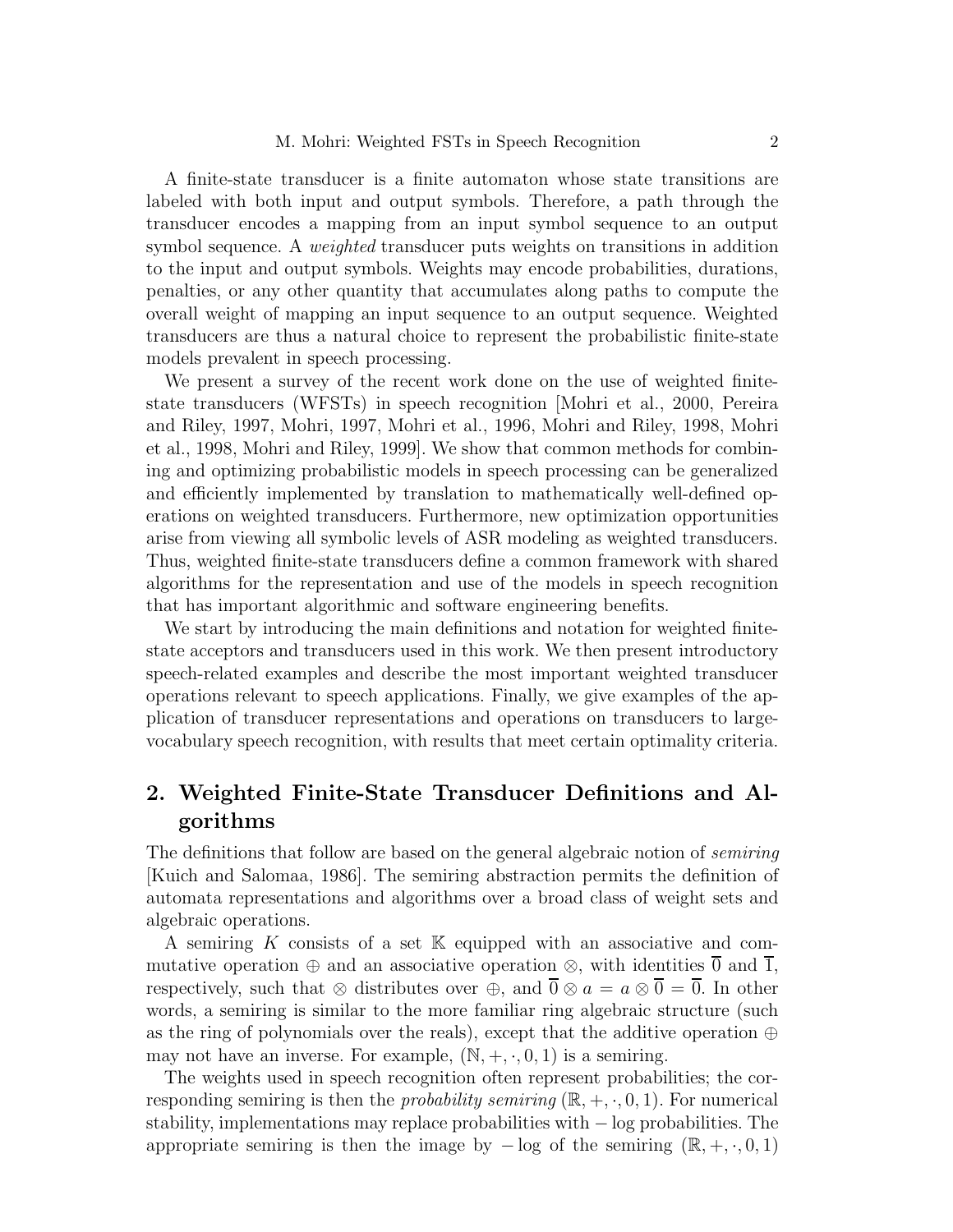A finite-state transducer is a finite automaton whose state transitions are labeled with both input and output symbols. Therefore, a path through the transducer encodes a mapping from an input symbol sequence to an output symbol sequence. A *weighted* transducer puts weights on transitions in addition to the input and output symbols. Weights may encode probabilities, durations, penalties, or any other quantity that accumulates along paths to compute the overall weight of mapping an input sequence to an output sequence. Weighted transducers are thus a natural choice to represent the probabilistic finite-state models prevalent in speech processing.

We present a survey of the recent work done on the use of weighted finite-state transducers (WFSTs) in speech recognition [Mohri et al., 2000, Pereira and Riley, 1997, Mohri, 1997, Mohri et al., 1996, Mohri and Riley, 1998, Mohri et al., 1998, Mohri and Riley, 1999]. We show that common methods for combining and optimizing probabilistic models in speech processing can be generalized and efficiently implemented by translation to mathematically well-defined operations on weighted transducers. Furthermore, new optimization opportunities arise from viewing all symbolic levels of ASR modeling as weighted transducers. Thus, weighted finite-state transducers define a common framework with shared algorithms for the representation and use of the models in speech recognition that has important algorithmic and software engineering benefits.

We start by introducing the main definitions and notation for weighted finite-state acceptors and transducers used in this work. We then present introductory speech-related examples and describe the most important weighted transducer operations relevant to speech applications. Finally, we give examples of the application of transducer representations and operations on transducers to large-vocabulary speech recognition, with results that meet certain optimality criteria.

## 2. Weighted Finite-State Transducer Definitions and Algorithms

The definitions that follow are based on the general algebraic notion of *semiring* [Kuich and Salomaa, 1986]. The semiring abstraction permits the definition of automata representations and algorithms over a broad class of weight sets and algebraic operations.

A semiring $K$ consists of a set $\mathbb{K}$ equipped with an associative and commutative operation $\oplus$ and an associative operation $\otimes$, with identities $\overline{0}$ and $\overline{1}$, respectively, such that $\otimes$ distributes over $\oplus$, and $\overline{0} \otimes a = a \otimes \overline{0} = \overline{0}$. In other words, a semiring is similar to the more familiar ring algebraic structure (such as the ring of polynomials over the reals), except that the additive operation $\oplus$ may not have an inverse. For example, $(\mathbb{N}, +, \cdot, 0, 1)$ is a semiring.

The weights used in speech recognition often represent probabilities; the corresponding semiring is then the *probability semiring* $(\mathbb{R}, +, \cdot, 0, 1)$. For numerical stability, implementations may replace probabilities with $-\log$ probabilities. The appropriate semiring is then the image by $-\log$ of the semiring $(\mathbb{R}, +, \cdot, 0, 1)$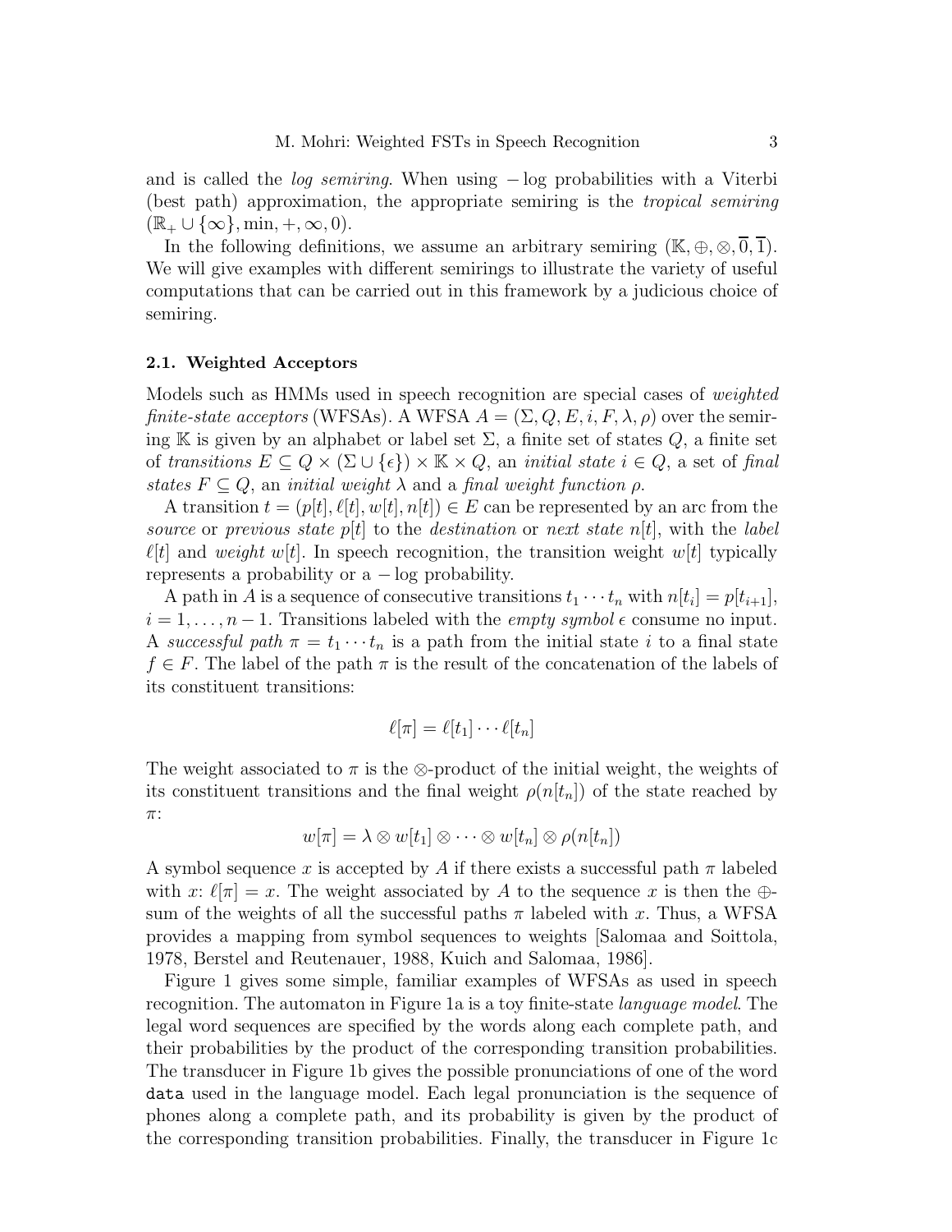and is called the *log semiring*. When using $-\log$ probabilities with a Viterbi (best path) approximation, the appropriate semiring is the *tropical semiring* $(\mathbb{R}_+ \cup \{\infty\}, \min, +, \infty, 0)$.

In the following definitions, we assume an arbitrary semiring $(\mathbb{K}, \oplus, \otimes, \overline{0}, \overline{1})$. We will give examples with different semirings to illustrate the variety of useful computations that can be carried out in this framework by a judicious choice of semiring.

### 2.1. Weighted Acceptors

Models such as HMMs used in speech recognition are special cases of *weighted finite-state acceptors* (WFSAs). A WFSA $A = (\Sigma, Q, E, i, F, \lambda, \rho)$ over the semiring $\mathbb{K}$ is given by an alphabet or label set $\Sigma$, a finite set of states $Q$, a finite set of *transitions* $E \subseteq Q \times (\Sigma \cup \{\epsilon\}) \times \mathbb{K} \times Q$, an *initial state* $i \in Q$, a set of *final states* $F \subseteq Q$, an *initial weight* $\lambda$ and a *final weight function* $\rho$.

A transition $t = (p[t], \ell[t], w[t], n[t]) \in E$ can be represented by an arc from the *source* or *previous state* $p[t]$ to the *destination* or *next state* $n[t]$, with the *label* $\ell[t]$ and *weight* $w[t]$. In speech recognition, the transition weight $w[t]$ typically represents a probability or a $-\log$ probability.

A path in $A$ is a sequence of consecutive transitions $t_1 \cdots t_n$ with $n[t_i] = p[t_{i+1}]$, $i = 1, \ldots, n-1$. Transitions labeled with the *empty symbol* $\epsilon$ consume no input. A *successful path* $\pi = t_1 \cdots t_n$ is a path from the initial state $i$ to a final state $f \in F$. The label of the path $\pi$ is the result of the concatenation of the labels of its constituent transitions:

$$\ell[\pi] = \ell[t_1] \cdots \ell[t_n]$$

The weight associated to $\pi$ is the $\otimes$-product of the initial weight, the weights of its constituent transitions and the final weight $\rho(n[t_n])$ of the state reached by $\pi$:

$$w[\pi] = \lambda \otimes w[t_1] \otimes \cdots \otimes w[t_n] \otimes \rho(n[t_n])$$

A symbol sequence $x$ is accepted by $A$ if there exists a successful path $\pi$ labeled with $x$: $\ell[\pi] = x$. The weight associated by $A$ to the sequence $x$ is then the $\oplus$-sum of the weights of all the successful paths $\pi$ labeled with $x$. Thus, a WFSA provides a mapping from symbol sequences to weights [Salomaa and Soittola, 1978, Berstel and Reutenauer, 1988, Kuich and Salomaa, 1986].

Figure 1 gives some simple, familiar examples of WFSAs as used in speech recognition. The automaton in Figure 1a is a toy finite-state *language model*. The legal word sequences are specified by the words along each complete path, and their probabilities by the product of the corresponding transition probabilities. The transducer in Figure 1b gives the possible pronunciations of one of the word `data` used in the language model. Each legal pronunciation is the sequence of phones along a complete path, and its probability is given by the product of the corresponding transition probabilities. Finally, the transducer in Figure 1c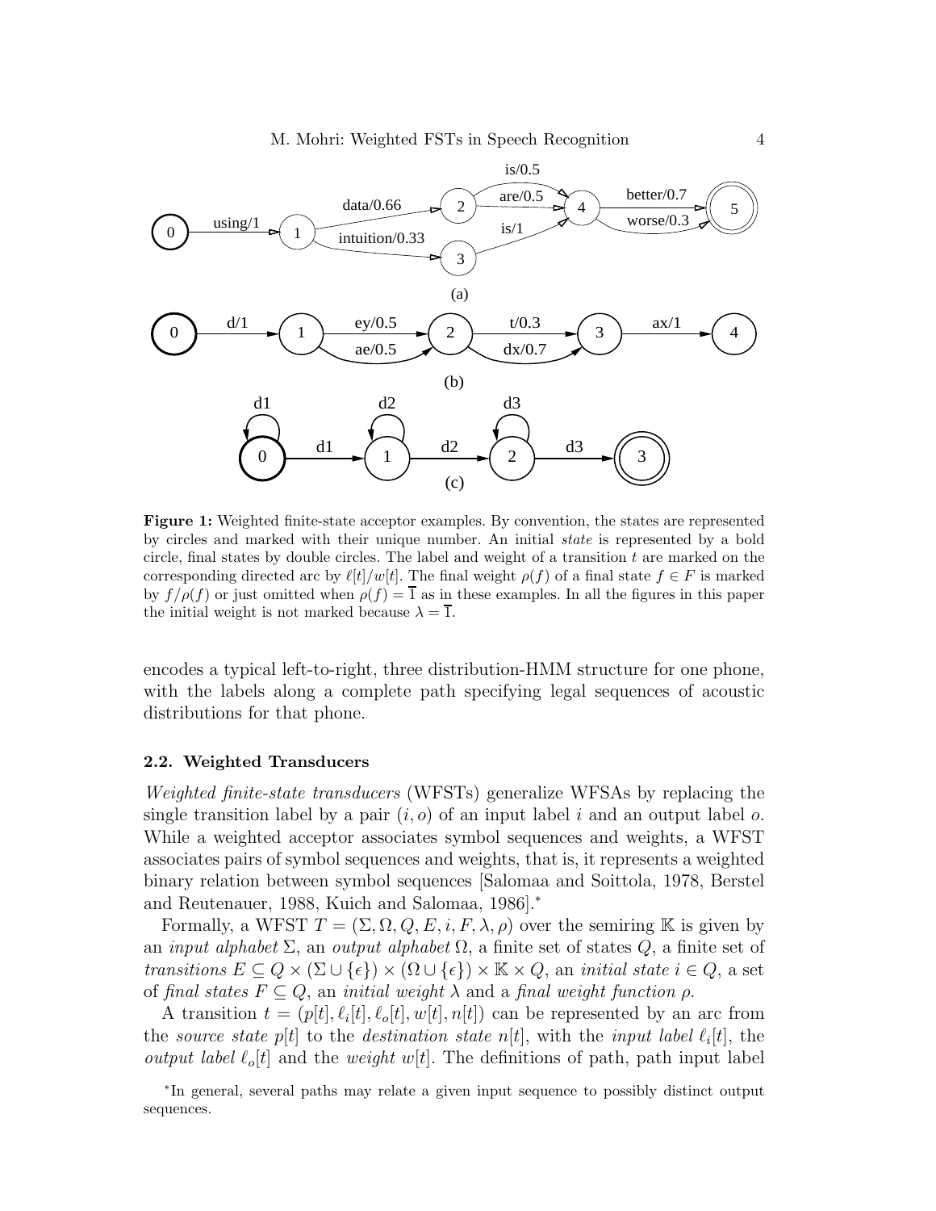**Figure 1:** Weighted finite-state acceptor examples. By convention, the states are represented by circles and marked with their unique number. An initial *state* is represented by a bold circle, final states by double circles. The label and weight of a transition $t$ are marked on the corresponding directed arc by $\ell[t]/w[t]$. The final weight $\rho(f)$ of a final state $f \in F$ is marked by $f/\rho(f)$ or just omitted when $\rho(f) = \overline{1}$ as in these examples. In all the figures in this paper the initial weight is not marked because $\lambda = \overline{1}$.

encodes a typical left-to-right, three distribution-HMM structure for one phone, with the labels along a complete path specifying legal sequences of acoustic distributions for that phone.

### 2.2. Weighted Transducers

*Weighted finite-state transducers* (WFSTs) generalize WFSAs by replacing the single transition label by a pair $(i, o)$ of an input label $i$ and an output label $o$. While a weighted acceptor associates symbol sequences and weights, a WFST associates pairs of symbol sequences and weights, that is, it represents a weighted binary relation between symbol sequences [Salomaa and Soittola, 1978, Berstel and Reutenauer, 1988, Kuich and Salomaa, 1986].*

Formally, a WFST $T = (\Sigma, \Omega, Q, E, i, F, \lambda, \rho)$ over the semiring $\mathbb{K}$ is given by an *input alphabet* $\Sigma$, an *output alphabet* $\Omega$, a finite set of states $Q$, a finite set of *transitions* $E \subseteq Q \times (\Sigma \cup \{\epsilon\}) \times (\Omega \cup \{\epsilon\}) \times \mathbb{K} \times Q$, an *initial state* $i \in Q$, a set of *final states* $F \subseteq Q$, an *initial weight* $\lambda$ and a *final weight function* $\rho$.

A transition $t = (p[t], \ell_i[t], \ell_o[t], w[t], n[t])$ can be represented by an arc from the *source state* $p[t]$ to the *destination state* $n[t]$, with the *input label* $\ell_i[t]$, the *output label* $\ell_o[t]$ and the *weight* $w[t]$. The definitions of path, path input label

*In general, several paths may relate a given input sequence to possibly distinct output sequences.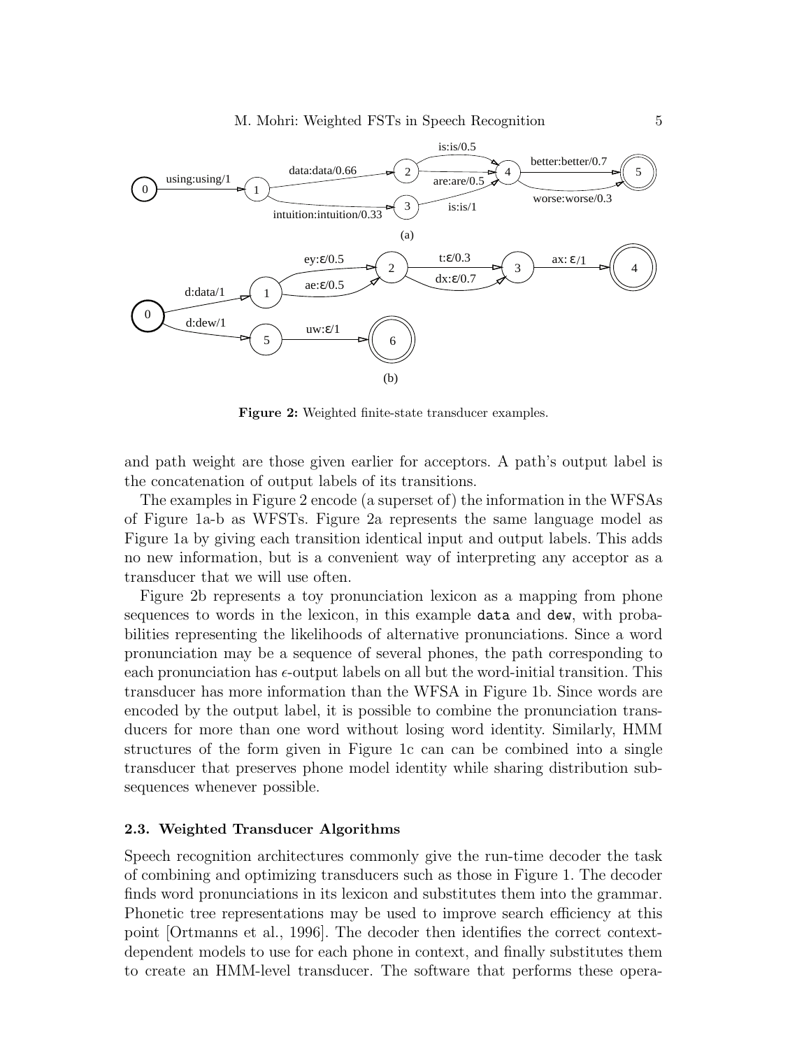**Figure 2:** Weighted finite-state transducer examples.

and path weight are those given earlier for acceptors. A path's output label is the concatenation of output labels of its transitions.

The examples in Figure 2 encode (a superset of) the information in the WFSAs of Figure 1a-b as WFSTs. Figure 2a represents the same language model as Figure 1a by giving each transition identical input and output labels. This adds no new information, but is a convenient way of interpreting any acceptor as a transducer that we will use often.

Figure 2b represents a toy pronunciation lexicon as a mapping from phone sequences to words in the lexicon, in this example `data` and `dew`, with probabilities representing the likelihoods of alternative pronunciations. Since a word pronunciation may be a sequence of several phones, the path corresponding to each pronunciation has $\epsilon$-output labels on all but the word-initial transition. This transducer has more information than the WFSA in Figure 1b. Since words are encoded by the output label, it is possible to combine the pronunciation transducers for more than one word without losing word identity. Similarly, HMM structures of the form given in Figure 1c can can be combined into a single transducer that preserves phone model identity while sharing distribution subsequences whenever possible.

### 2.3. Weighted Transducer Algorithms

Speech recognition architectures commonly give the run-time decoder the task of combining and optimizing transducers such as those in Figure 1. The decoder finds word pronunciations in its lexicon and substitutes them into the grammar. Phonetic tree representations may be used to improve search efficiency at this point [Ortmanns et al., 1996]. The decoder then identifies the correct context-dependent models to use for each phone in context, and finally substitutes them to create an HMM-level transducer. The software that performs these opera-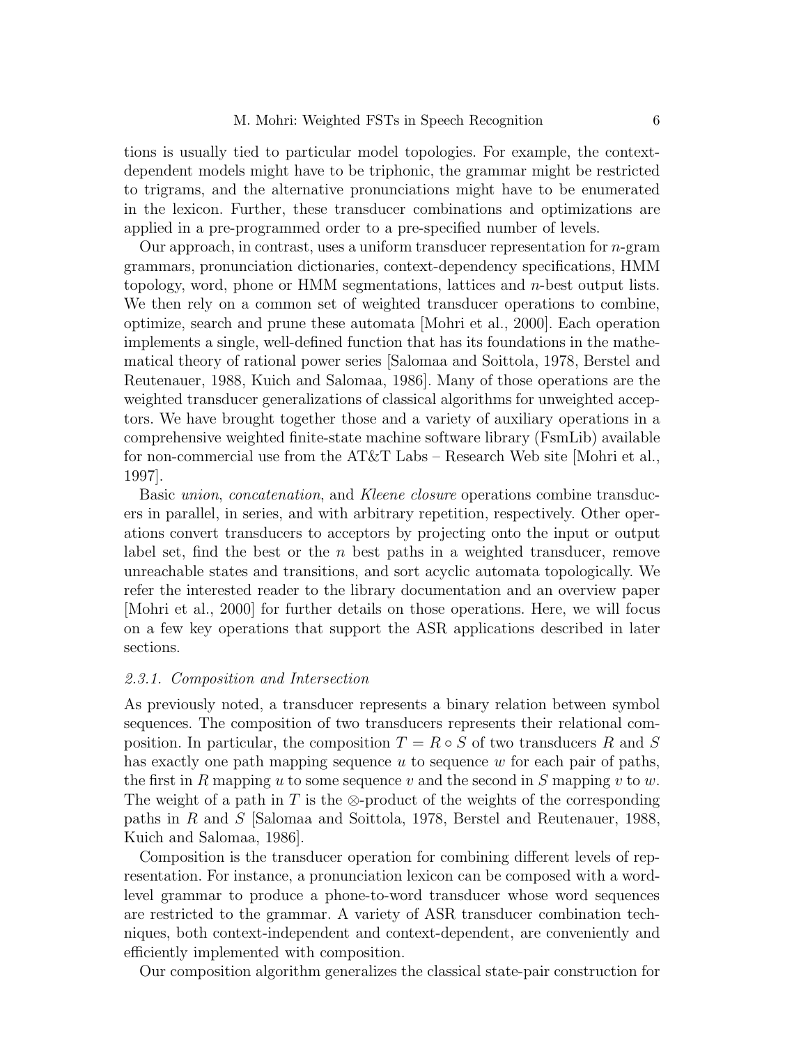tions is usually tied to particular model topologies. For example, the context-dependent models might have to be triphonic, the grammar might be restricted to trigrams, and the alternative pronunciations might have to be enumerated in the lexicon. Further, these transducer combinations and optimizations are applied in a pre-programmed order to a pre-specified number of levels.

Our approach, in contrast, uses a uniform transducer representation for $n$-gram grammars, pronunciation dictionaries, context-dependency specifications, HMM topology, word, phone or HMM segmentations, lattices and $n$-best output lists. We then rely on a common set of weighted transducer operations to combine, optimize, search and prune these automata [Mohri et al., 2000]. Each operation implements a single, well-defined function that has its foundations in the mathematical theory of rational power series [Salomaa and Soittola, 1978, Berstel and Reutenauer, 1988, Kuich and Salomaa, 1986]. Many of those operations are the weighted transducer generalizations of classical algorithms for unweighted acceptors. We have brought together those and a variety of auxiliary operations in a comprehensive weighted finite-state machine software library (FsmLib) available for non-commercial use from the AT&T Labs – Research Web site [Mohri et al., 1997].

Basic *union*, *concatenation*, and *Kleene closure* operations combine transducers in parallel, in series, and with arbitrary repetition, respectively. Other operations convert transducers to acceptors by projecting onto the input or output label set, find the best or the $n$ best paths in a weighted transducer, remove unreachable states and transitions, and sort acyclic automata topologically. We refer the interested reader to the library documentation and an overview paper [Mohri et al., 2000] for further details on those operations. Here, we will focus on a few key operations that support the ASR applications described in later sections.

#### *2.3.1. Composition and Intersection*

As previously noted, a transducer represents a binary relation between symbol sequences. The composition of two transducers represents their relational composition. In particular, the composition $T = R \circ S$ of two transducers $R$ and $S$ has exactly one path mapping sequence $u$ to sequence $w$ for each pair of paths, the first in $R$ mapping $u$ to some sequence $v$ and the second in $S$ mapping $v$ to $w$. The weight of a path in $T$ is the $\otimes$-product of the weights of the corresponding paths in $R$ and $S$ [Salomaa and Soittola, 1978, Berstel and Reutenauer, 1988, Kuich and Salomaa, 1986].

Composition is the transducer operation for combining different levels of representation. For instance, a pronunciation lexicon can be composed with a word-level grammar to produce a phone-to-word transducer whose word sequences are restricted to the grammar. A variety of ASR transducer combination techniques, both context-independent and context-dependent, are conveniently and efficiently implemented with composition.

Our composition algorithm generalizes the classical state-pair construction for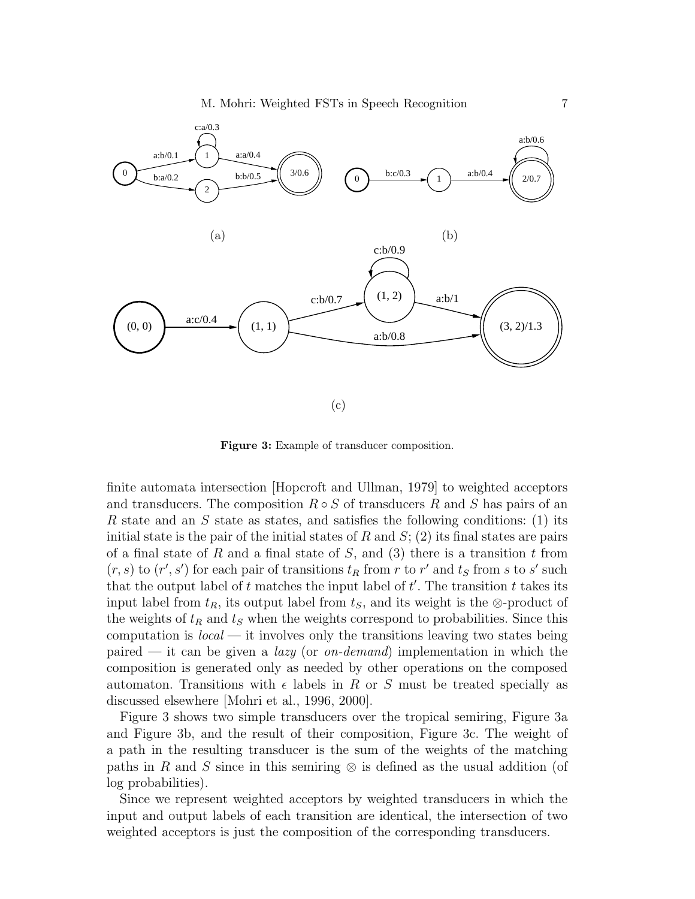(a)

(b)

(c)

**Figure 3:** Example of transducer composition.

finite automata intersection [Hopcroft and Ullman, 1979] to weighted acceptors and transducers. The composition $R \circ S$ of transducers $R$ and $S$ has pairs of an $R$ state and an $S$ state as states, and satisfies the following conditions: (1) its initial state is the pair of the initial states of $R$ and $S$; (2) its final states are pairs of a final state of $R$ and a final state of $S$, and (3) there is a transition $t$ from $(r, s)$ to $(r', s')$ for each pair of transitions $t_R$ from $r$ to $r'$ and $t_S$ from $s$ to $s'$ such that the output label of $t$ matches the input label of $t'$. The transition $t$ takes its input label from $t_R$, its output label from $t_S$, and its weight is the $\otimes$-product of the weights of $t_R$ and $t_S$ when the weights correspond to probabilities. Since this computation is *local* — it involves only the transitions leaving two states being paired — it can be given a *lazy* (or *on-demand*) implementation in which the composition is generated only as needed by other operations on the composed automaton. Transitions with $\epsilon$ labels in $R$ or $S$ must be treated specially as discussed elsewhere [Mohri et al., 1996, 2000].

Figure 3 shows two simple transducers over the tropical semiring, Figure 3a and Figure 3b, and the result of their composition, Figure 3c. The weight of a path in the resulting transducer is the sum of the weights of the matching paths in $R$ and $S$ since in this semiring $\otimes$ is defined as the usual addition (of log probabilities).

Since we represent weighted acceptors by weighted transducers in which the input and output labels of each transition are identical, the intersection of two weighted acceptors is just the composition of the corresponding transducers.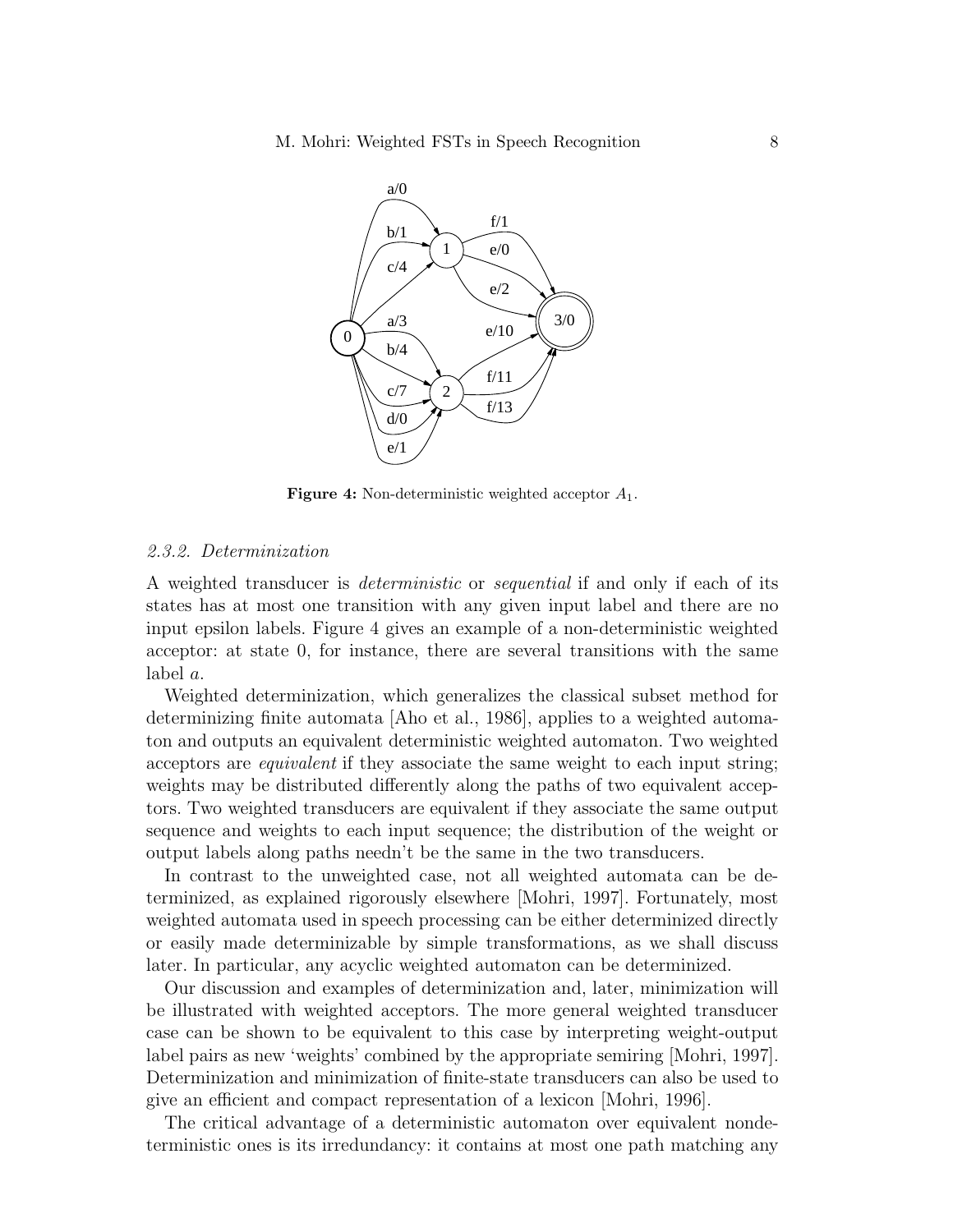**Figure 4:** Non-deterministic weighted acceptor $A_1$.

### 2.3.2. Determinization

A weighted transducer is *deterministic* or *sequential* if and only if each of its states has at most one transition with any given input label and there are no input epsilon labels. Figure 4 gives an example of a non-deterministic weighted acceptor: at state 0, for instance, there are several transitions with the same label $a$.

Weighted determinization, which generalizes the classical subset method for determinizing finite automata [Aho et al., 1986], applies to a weighted automaton and outputs an equivalent deterministic weighted automaton. Two weighted acceptors are *equivalent* if they associate the same weight to each input string; weights may be distributed differently along the paths of two equivalent acceptors. Two weighted transducers are equivalent if they associate the same output sequence and weights to each input sequence; the distribution of the weight or output labels along paths needn't be the same in the two transducers.

In contrast to the unweighted case, not all weighted automata can be determinized, as explained rigorously elsewhere [Mohri, 1997]. Fortunately, most weighted automata used in speech processing can be either determinized directly or easily made determinizable by simple transformations, as we shall discuss later. In particular, any acyclic weighted automaton can be determinized.

Our discussion and examples of determinization and, later, minimization will be illustrated with weighted acceptors. The more general weighted transducer case can be shown to be equivalent to this case by interpreting weight-output label pairs as new 'weights' combined by the appropriate semiring [Mohri, 1997]. Determinization and minimization of finite-state transducers can also be used to give an efficient and compact representation of a lexicon [Mohri, 1996].

The critical advantage of a deterministic automaton over equivalent nondeterministic ones is its irredundancy: it contains at most one path matching any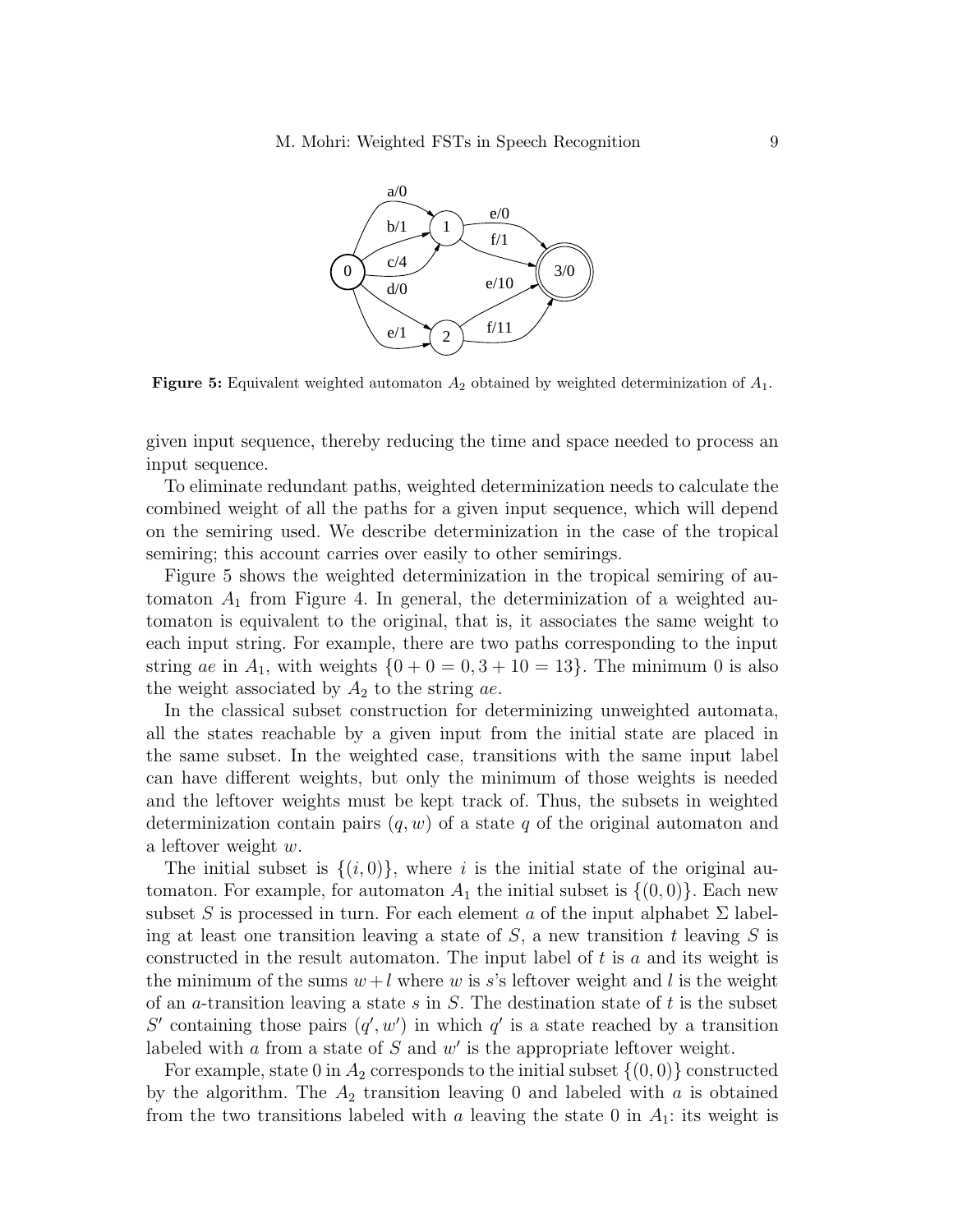**Figure 5:** Equivalent weighted automaton $A_2$ obtained by weighted determinization of $A_1$.

given input sequence, thereby reducing the time and space needed to process an input sequence.

To eliminate redundant paths, weighted determinization needs to calculate the combined weight of all the paths for a given input sequence, which will depend on the semiring used. We describe determinization in the case of the tropical semiring; this account carries over easily to other semirings.

Figure 5 shows the weighted determinization in the tropical semiring of automaton $A_1$ from Figure 4. In general, the determinization of a weighted automaton is equivalent to the original, that is, it associates the same weight to each input string. For example, there are two paths corresponding to the input string $ae$ in $A_1$, with weights $\{0 + 0 = 0, 3 + 10 = 13\}$. The minimum 0 is also the weight associated by $A_2$ to the string $ae$.

In the classical subset construction for determinizing unweighted automata, all the states reachable by a given input from the initial state are placed in the same subset. In the weighted case, transitions with the same input label can have different weights, but only the minimum of those weights is needed and the leftover weights must be kept track of. Thus, the subsets in weighted determinization contain pairs $(q, w)$ of a state $q$ of the original automaton and a leftover weight $w$.

The initial subset is $\{(i, 0)\}$, where $i$ is the initial state of the original automaton. For example, for automaton $A_1$ the initial subset is $\{(0, 0)\}$. Each new subset $S$ is processed in turn. For each element $a$ of the input alphabet $\Sigma$ labeling at least one transition leaving a state of $S$, a new transition $t$ leaving $S$ is constructed in the result automaton. The input label of $t$ is $a$ and its weight is the minimum of the sums $w + l$ where $w$ is $s$'s leftover weight and $l$ is the weight of an $a$-transition leaving a state $s$ in $S$. The destination state of $t$ is the subset $S'$ containing those pairs $(q', w')$ in which $q'$ is a state reached by a transition labeled with $a$ from a state of $S$ and $w'$ is the appropriate leftover weight.

For example, state 0 in $A_2$ corresponds to the initial subset $\{(0, 0)\}$ constructed by the algorithm. The $A_2$ transition leaving 0 and labeled with $a$ is obtained from the two transitions labeled with $a$ leaving the state 0 in $A_1$: its weight is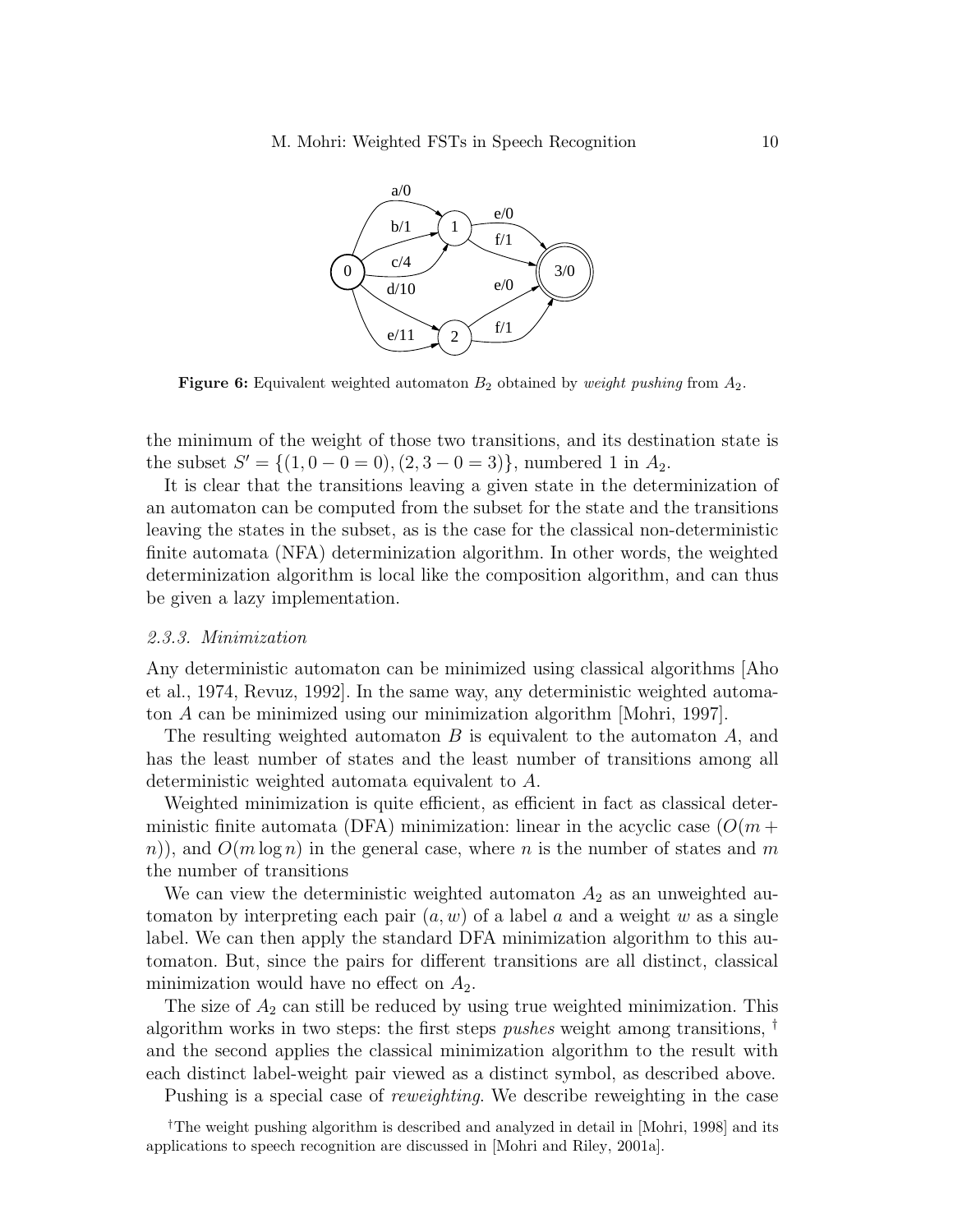**Figure 6:** Equivalent weighted automaton $B_2$ obtained by *weight pushing* from $A_2$.

the minimum of the weight of those two transitions, and its destination state is the subset $S' = \{(1, 0 - 0 = 0), (2, 3 - 0 = 3)\}$, numbered 1 in $A_2$.

It is clear that the transitions leaving a given state in the determinization of an automaton can be computed from the subset for the state and the transitions leaving the states in the subset, as is the case for the classical non-deterministic finite automata (NFA) determinization algorithm. In other words, the weighted determinization algorithm is local like the composition algorithm, and can thus be given a lazy implementation.

### 2.3.3. Minimization

Any deterministic automaton can be minimized using classical algorithms [Aho et al., 1974, Revuz, 1992]. In the same way, any deterministic weighted automaton $A$ can be minimized using our minimization algorithm [Mohri, 1997].

The resulting weighted automaton $B$ is equivalent to the automaton $A$, and has the least number of states and the least number of transitions among all deterministic weighted automata equivalent to $A$.

Weighted minimization is quite efficient, as efficient in fact as classical deterministic finite automata (DFA) minimization: linear in the acyclic case ($O(m + n)$), and $O(m \log n)$ in the general case, where $n$ is the number of states and $m$ the number of transitions

We can view the deterministic weighted automaton $A_2$ as an unweighted automaton by interpreting each pair $(a, w)$ of a label $a$ and a weight $w$ as a single label. We can then apply the standard DFA minimization algorithm to this automaton. But, since the pairs for different transitions are all distinct, classical minimization would have no effect on $A_2$.

The size of $A_2$ can still be reduced by using true weighted minimization. This algorithm works in two steps: the first steps *pushes* weight among transitions, [†] and the second applies the classical minimization algorithm to the result with each distinct label-weight pair viewed as a distinct symbol, as described above.

Pushing is a special case of *reweighting*. We describe reweighting in the case

[†] The weight pushing algorithm is described and analyzed in detail in [Mohri, 1998] and its applications to speech recognition are discussed in [Mohri and Riley, 2001a].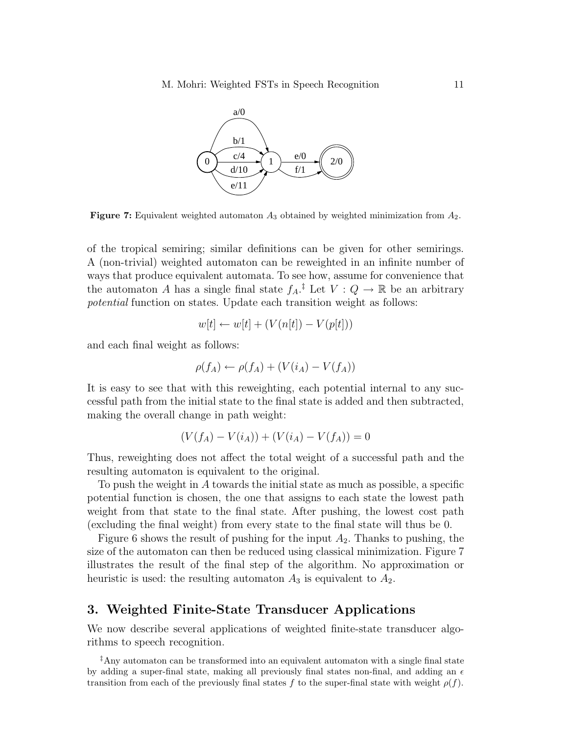**Figure 7:** Equivalent weighted automaton $A_3$ obtained by weighted minimization from $A_2$.

of the tropical semiring; similar definitions can be given for other semirings. A (non-trivial) weighted automaton can be reweighted in an infinite number of ways that produce equivalent automata. To see how, assume for convenience that the automaton $A$ has a single final state $f_A$.[‡] Let $V : Q \to \mathbb{R}$ be an arbitrary *potential* function on states. Update each transition weight as follows:

$$w[t] \leftarrow w[t] + (V(n[t]) - V(p[t]))$$

and each final weight as follows:

$$\rho(f_A) \leftarrow \rho(f_A) + (V(i_A) - V(f_A))$$

It is easy to see that with this reweighting, each potential internal to any successful path from the initial state to the final state is added and then subtracted, making the overall change in path weight:

$$(V(f_A) - V(i_A)) + (V(i_A) - V(f_A)) = 0$$

Thus, reweighting does not affect the total weight of a successful path and the resulting automaton is equivalent to the original.

To push the weight in $A$ towards the initial state as much as possible, a specific potential function is chosen, the one that assigns to each state the lowest path weight from that state to the final state. After pushing, the lowest cost path (excluding the final weight) from every state to the final state will thus be 0.

Figure 6 shows the result of pushing for the input $A_2$. Thanks to pushing, the size of the automaton can then be reduced using classical minimization. Figure 7 illustrates the result of the final step of the algorithm. No approximation or heuristic is used: the resulting automaton $A_3$ is equivalent to $A_2$.

## 3. Weighted Finite-State Transducer Applications

We now describe several applications of weighted finite-state transducer algorithms to speech recognition.

[‡]Any automaton can be transformed into an equivalent automaton with a single final state by adding a super-final state, making all previously final states non-final, and adding an $\epsilon$ transition from each of the previously final states $f$ to the super-final state with weight $\rho(f)$.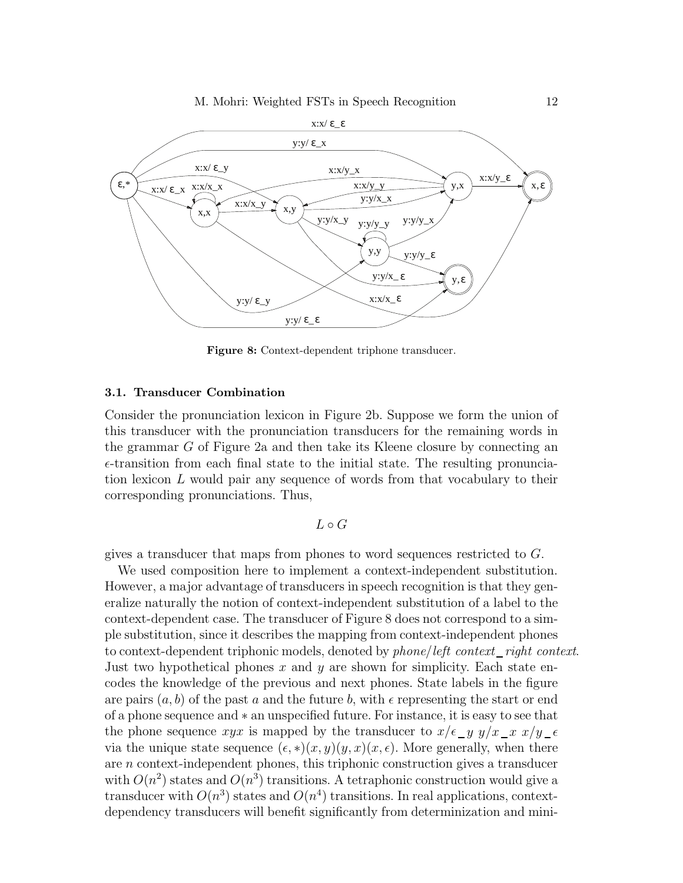Figure 8: Context-dependent triphone transducer.

### 3.1. Transducer Combination

Consider the pronunciation lexicon in Figure 2b. Suppose we form the union of this transducer with the pronunciation transducers for the remaining words in the grammar $G$ of Figure 2a and then take its Kleene closure by connecting an $\epsilon$-transition from each final state to the initial state. The resulting pronunciation lexicon $L$ would pair any sequence of words from that vocabulary to their corresponding pronunciations. Thus,

$$L \circ G$$

gives a transducer that maps from phones to word sequences restricted to $G$.

We used composition here to implement a context-independent substitution. However, a major advantage of transducers in speech recognition is that they generalize naturally the notion of context-independent substitution of a label to the context-dependent case. The transducer of Figure 8 does not correspond to a simple substitution, since it describes the mapping from context-independent phones to context-dependent triphonic models, denoted by *phone/left context_right context*. Just two hypothetical phones $x$ and $y$ are shown for simplicity. Each state encodes the knowledge of the previous and next phones. State labels in the figure are pairs $(a, b)$ of the past $a$ and the future $b$, with $\epsilon$ representing the start or end of a phone sequence and $*$ an unspecified future. For instance, it is easy to see that the phone sequence $xyx$ is mapped by the transducer to $x/\epsilon\_y$ $y/x\_x$ $x/y\_\epsilon$ via the unique state sequence $(\epsilon, *)(x, y)(y, x)(x, \epsilon)$. More generally, when there are $n$ context-independent phones, this triphonic construction gives a transducer with $O(n^2)$ states and $O(n^3)$ transitions. A tetraphonic construction would give a transducer with $O(n^3)$ states and $O(n^4)$ transitions. In real applications, context-dependency transducers will benefit significantly from determinization and mini-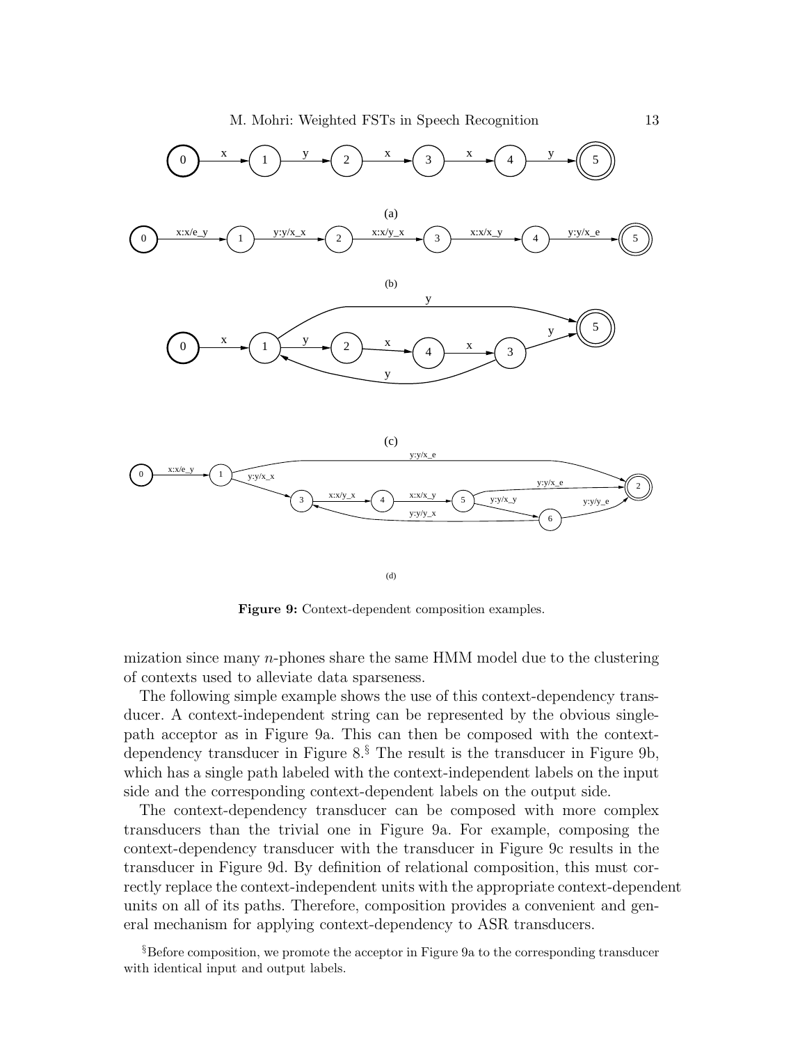Figure 9: Context-dependent composition examples.

mization since many $n$-phones share the same HMM model due to the clustering of contexts used to alleviate data sparseness.

The following simple example shows the use of this context-dependency transducer. A context-independent string can be represented by the obvious single-path acceptor as in Figure 9a. This can then be composed with the context-dependency transducer in Figure 8.[§] The result is the transducer in Figure 9b, which has a single path labeled with the context-independent labels on the input side and the corresponding context-dependent labels on the output side.

The context-dependency transducer can be composed with more complex transducers than the trivial one in Figure 9a. For example, composing the context-dependency transducer with the transducer in Figure 9c results in the transducer in Figure 9d. By definition of relational composition, this must correctly replace the context-independent units with the appropriate context-dependent units on all of its paths. Therefore, composition provides a convenient and general mechanism for applying context-dependency to ASR transducers.

[§]Before composition, we promote the acceptor in Figure 9a to the corresponding transducer with identical input and output labels.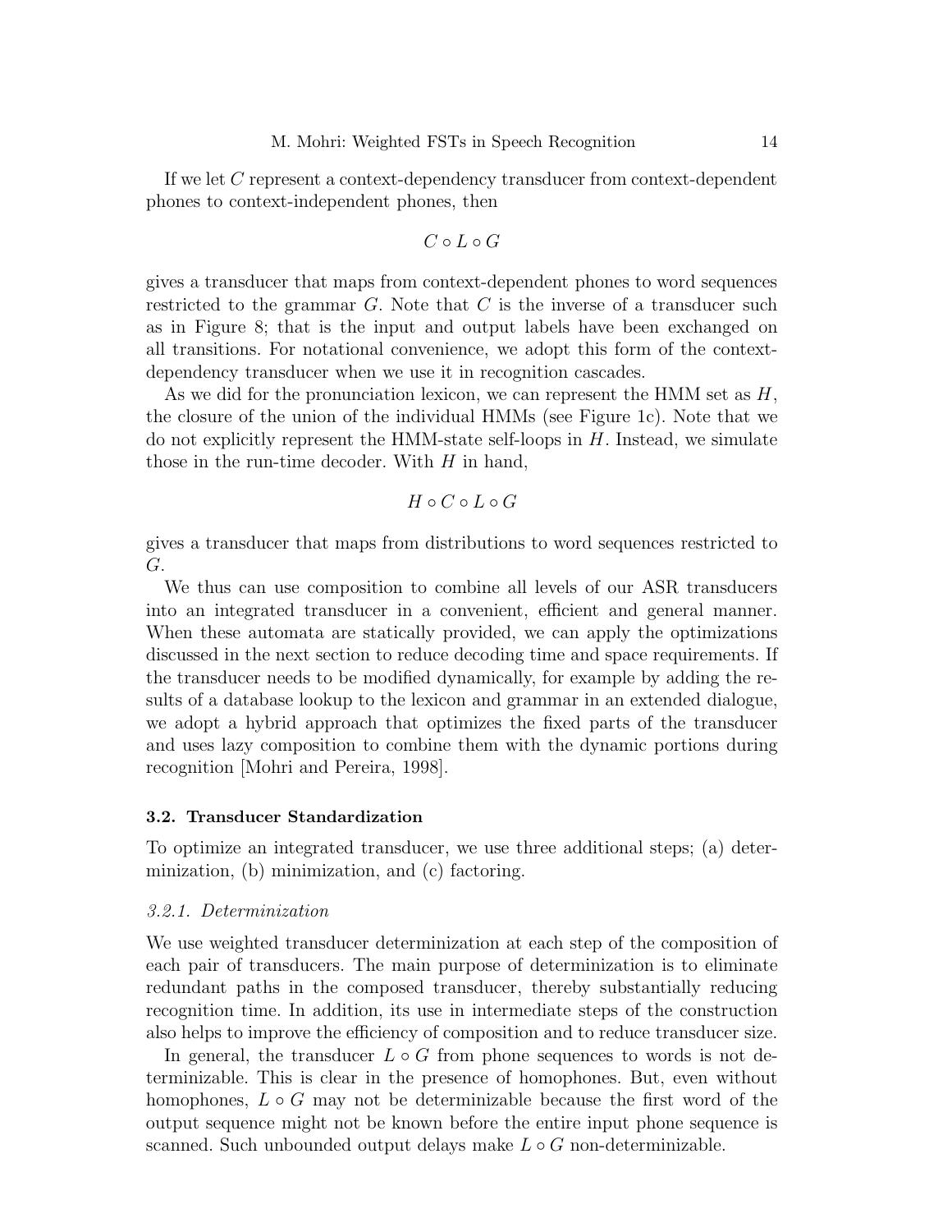If we let $C$ represent a context-dependency transducer from context-dependent phones to context-independent phones, then

$$C \circ L \circ G$$

gives a transducer that maps from context-dependent phones to word sequences restricted to the grammar $G$. Note that $C$ is the inverse of a transducer such as in Figure 8; that is the input and output labels have been exchanged on all transitions. For notational convenience, we adopt this form of the context-dependency transducer when we use it in recognition cascades.

As we did for the pronunciation lexicon, we can represent the HMM set as $H$, the closure of the union of the individual HMMs (see Figure 1c). Note that we do not explicitly represent the HMM-state self-loops in $H$. Instead, we simulate those in the run-time decoder. With $H$ in hand,

$$H \circ C \circ L \circ G$$

gives a transducer that maps from distributions to word sequences restricted to $G$.

We thus can use composition to combine all levels of our ASR transducers into an integrated transducer in a convenient, efficient and general manner. When these automata are statically provided, we can apply the optimizations discussed in the next section to reduce decoding time and space requirements. If the transducer needs to be modified dynamically, for example by adding the results of a database lookup to the lexicon and grammar in an extended dialogue, we adopt a hybrid approach that optimizes the fixed parts of the transducer and uses lazy composition to combine them with the dynamic portions during recognition [Mohri and Pereira, 1998].

### 3.2. Transducer Standardization

To optimize an integrated transducer, we use three additional steps; (a) determinization, (b) minimization, and (c) factoring.

#### *3.2.1. Determinization*

We use weighted transducer determinization at each step of the composition of each pair of transducers. The main purpose of determinization is to eliminate redundant paths in the composed transducer, thereby substantially reducing recognition time. In addition, its use in intermediate steps of the construction also helps to improve the efficiency of composition and to reduce transducer size.

In general, the transducer $L \circ G$ from phone sequences to words is not determinizable. This is clear in the presence of homophones. But, even without homophones, $L \circ G$ may not be determinizable because the first word of the output sequence might not be known before the entire input phone sequence is scanned. Such unbounded output delays make $L \circ G$ non-determinizable.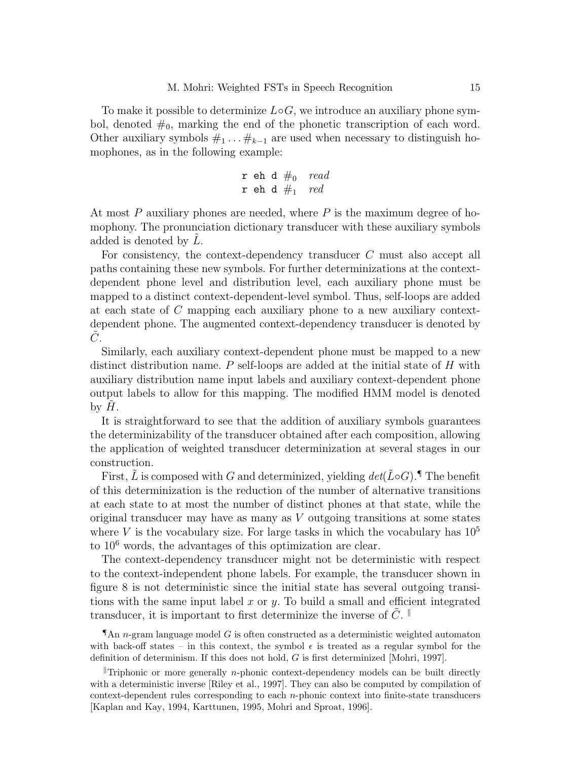To make it possible to determinize $L \circ G$, we introduce an auxiliary phone symbol, denoted $\#_0$, marking the end of the phonetic transcription of each word. Other auxiliary symbols $\#_1 \ldots \#_{k-1}$ are used when necessary to distinguish homophones, as in the following example:

$$\begin{array}{ll} \texttt{r eh d } \#_0 & \textit{read} \\ \texttt{r eh d } \#_1 & \textit{red} \end{array}$$

At most $P$ auxiliary phones are needed, where $P$ is the maximum degree of homophony. The pronunciation dictionary transducer with these auxiliary symbols added is denoted by $\tilde{L}$.

For consistency, the context-dependency transducer $C$ must also accept all paths containing these new symbols. For further determinizations at the context-dependent phone level and distribution level, each auxiliary phone must be mapped to a distinct context-dependent-level symbol. Thus, self-loops are added at each state of $C$ mapping each auxiliary phone to a new auxiliary context-dependent phone. The augmented context-dependency transducer is denoted by $\tilde{C}$.

Similarly, each auxiliary context-dependent phone must be mapped to a new distinct distribution name. $P$ self-loops are added at the initial state of $H$ with auxiliary distribution name input labels and auxiliary context-dependent phone output labels to allow for this mapping. The modified HMM model is denoted by $\tilde{H}$.

It is straightforward to see that the addition of auxiliary symbols guarantees the determinizability of the transducer obtained after each composition, allowing the application of weighted transducer determinization at several stages in our construction.

First, $\tilde{L}$ is composed with $G$ and determinized, yielding $det(\tilde{L} \circ G)$.[¶] The benefit of this determinization is the reduction of the number of alternative transitions at each state to at most the number of distinct phones at that state, while the original transducer may have as many as $V$ outgoing transitions at some states where $V$ is the vocabulary size. For large tasks in which the vocabulary has $10^5$ to $10^6$ words, the advantages of this optimization are clear.

The context-dependency transducer might not be deterministic with respect to the context-independent phone labels. For example, the transducer shown in figure 8 is not deterministic since the initial state has several outgoing transitions with the same input label $x$ or $y$. To build a small and efficient integrated transducer, it is important to first determinize the inverse of $\tilde{C}$.[‖]

[¶] An $n$-gram language model $G$ is often constructed as a deterministic weighted automaton with back-off states – in this context, the symbol $\epsilon$ is treated as a regular symbol for the definition of determinism. If this does not hold, $G$ is first determinized [Mohri, 1997].

[‖] Triphonic or more generally $n$-phonic context-dependency models can be built directly with a deterministic inverse [Riley et al., 1997]. They can also be computed by compilation of context-dependent rules corresponding to each $n$-phonic context into finite-state transducers [Kaplan and Kay, 1994, Karttunen, 1995, Mohri and Sproat, 1996].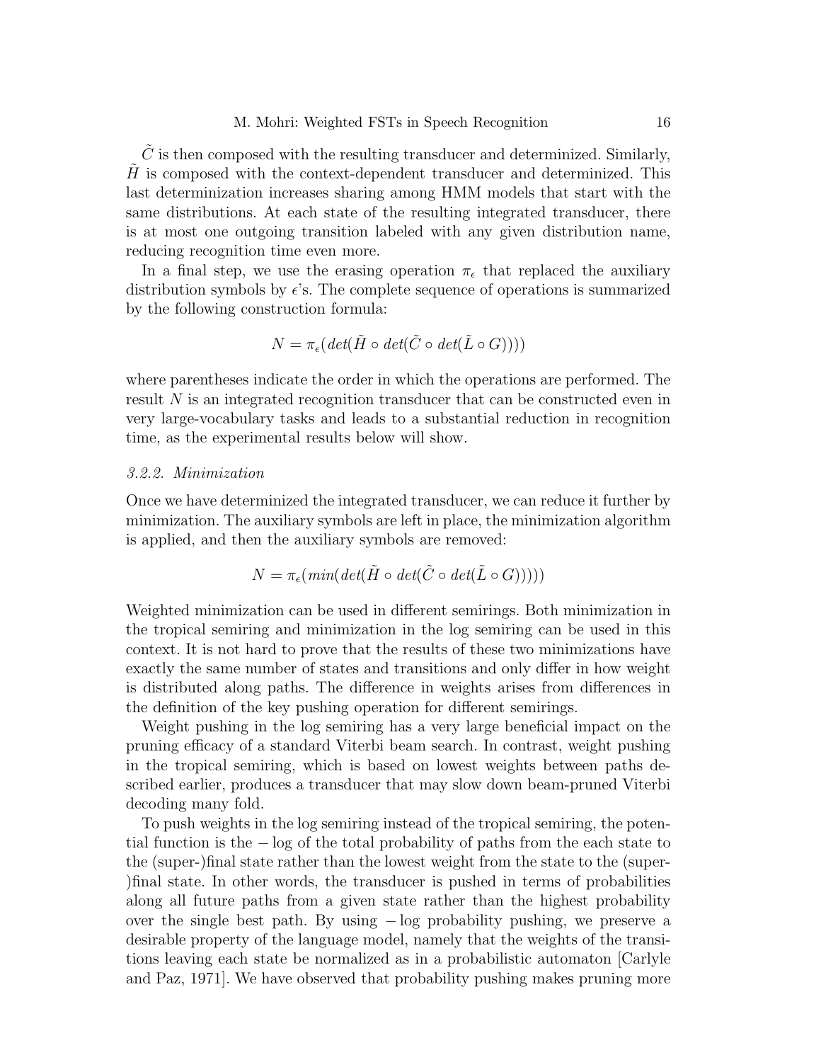$\tilde{C}$ is then composed with the resulting transducer and determinized. Similarly, $\tilde{H}$ is composed with the context-dependent transducer and determinized. This last determinization increases sharing among HMM models that start with the same distributions. At each state of the resulting integrated transducer, there is at most one outgoing transition labeled with any given distribution name, reducing recognition time even more.

In a final step, we use the erasing operation $\pi_\epsilon$ that replaced the auxiliary distribution symbols by $\epsilon$'s. The complete sequence of operations is summarized by the following construction formula:

$$N = \pi_\epsilon(det(\tilde{H} \circ det(\tilde{C} \circ det(\tilde{L} \circ G))))$$

where parentheses indicate the order in which the operations are performed. The result $N$ is an integrated recognition transducer that can be constructed even in very large-vocabulary tasks and leads to a substantial reduction in recognition time, as the experimental results below will show.

#### *3.2.2. Minimization*

Once we have determinized the integrated transducer, we can reduce it further by minimization. The auxiliary symbols are left in place, the minimization algorithm is applied, and then the auxiliary symbols are removed:

$$N = \pi_\epsilon(min(det(\tilde{H} \circ det(\tilde{C} \circ det(\tilde{L} \circ G)))))$$

Weighted minimization can be used in different semirings. Both minimization in the tropical semiring and minimization in the log semiring can be used in this context. It is not hard to prove that the results of these two minimizations have exactly the same number of states and transitions and only differ in how weight is distributed along paths. The difference in weights arises from differences in the definition of the key pushing operation for different semirings.

Weight pushing in the log semiring has a very large beneficial impact on the pruning efficacy of a standard Viterbi beam search. In contrast, weight pushing in the tropical semiring, which is based on lowest weights between paths described earlier, produces a transducer that may slow down beam-pruned Viterbi decoding many fold.

To push weights in the log semiring instead of the tropical semiring, the potential function is the $-\log$ of the total probability of paths from the each state to the (super-)final state rather than the lowest weight from the state to the (super-)final state. In other words, the transducer is pushed in terms of probabilities along all future paths from a given state rather than the highest probability over the single best path. By using $-\log$ probability pushing, we preserve a desirable property of the language model, namely that the weights of the transitions leaving each state be normalized as in a probabilistic automaton [Carlyle and Paz, 1971]. We have observed that probability pushing makes pruning more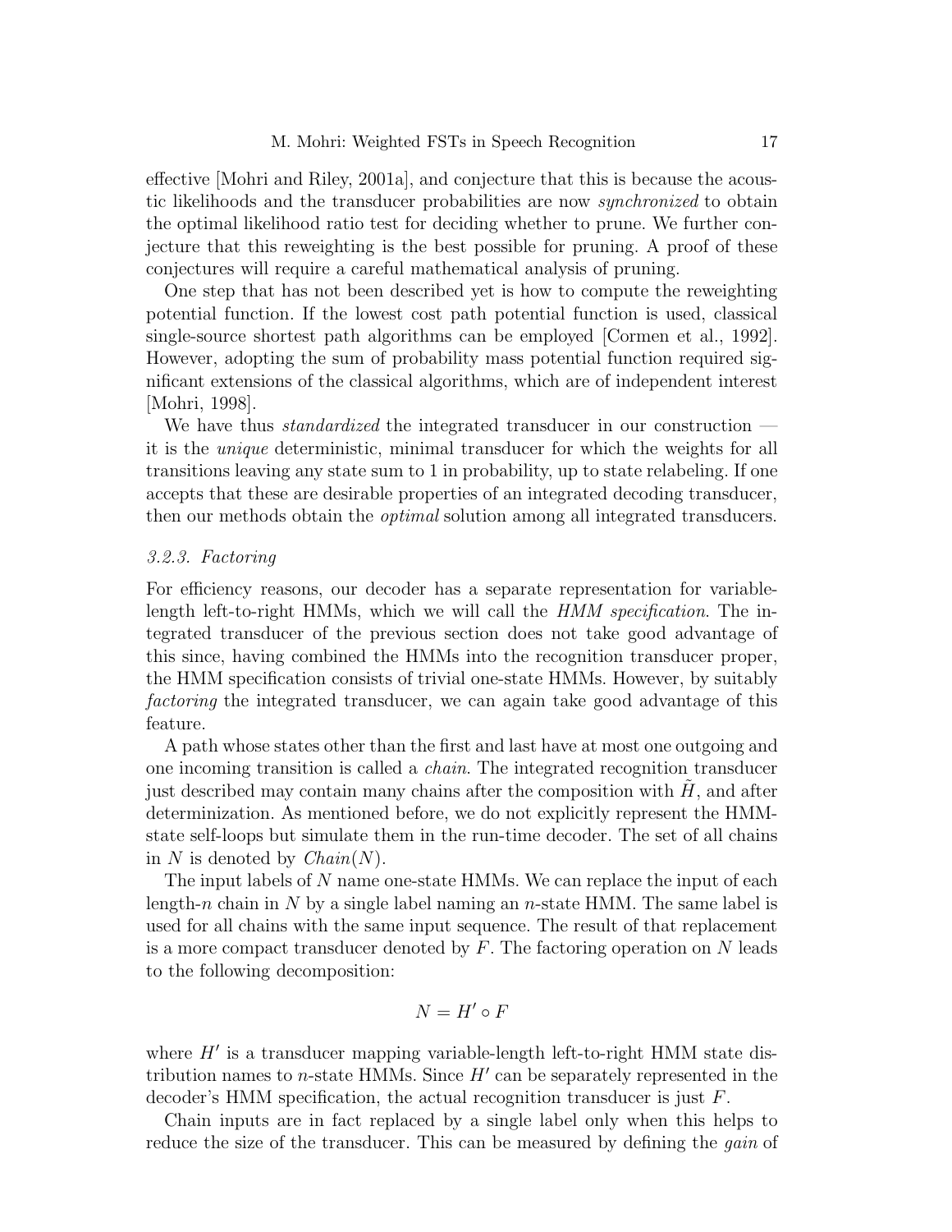effective [Mohri and Riley, 2001a], and conjecture that this is because the acoustic likelihoods and the transducer probabilities are now *synchronized* to obtain the optimal likelihood ratio test for deciding whether to prune. We further conjecture that this reweighting is the best possible for pruning. A proof of these conjectures will require a careful mathematical analysis of pruning.

One step that has not been described yet is how to compute the reweighting potential function. If the lowest cost path potential function is used, classical single-source shortest path algorithms can be employed [Cormen et al., 1992]. However, adopting the sum of probability mass potential function required significant extensions of the classical algorithms, which are of independent interest [Mohri, 1998].

We have thus *standardized* the integrated transducer in our construction — it is the *unique* deterministic, minimal transducer for which the weights for all transitions leaving any state sum to 1 in probability, up to state relabeling. If one accepts that these are desirable properties of an integrated decoding transducer, then our methods obtain the *optimal* solution among all integrated transducers.

### *3.2.3. Factoring*

For efficiency reasons, our decoder has a separate representation for variable-length left-to-right HMMs, which we will call the *HMM specification*. The integrated transducer of the previous section does not take good advantage of this since, having combined the HMMs into the recognition transducer proper, the HMM specification consists of trivial one-state HMMs. However, by suitably *factoring* the integrated transducer, we can again take good advantage of this feature.

A path whose states other than the first and last have at most one outgoing and one incoming transition is called a *chain*. The integrated recognition transducer just described may contain many chains after the composition with $\tilde{H}$, and after determinization. As mentioned before, we do not explicitly represent the HMM-state self-loops but simulate them in the run-time decoder. The set of all chains in $N$ is denoted by $Chain(N)$.

The input labels of $N$ name one-state HMMs. We can replace the input of each length-$n$ chain in $N$ by a single label naming an $n$-state HMM. The same label is used for all chains with the same input sequence. The result of that replacement is a more compact transducer denoted by $F$. The factoring operation on $N$ leads to the following decomposition:

$$N = H' \circ F$$

where $H'$ is a transducer mapping variable-length left-to-right HMM state distribution names to $n$-state HMMs. Since $H'$ can be separately represented in the decoder's HMM specification, the actual recognition transducer is just $F$.

Chain inputs are in fact replaced by a single label only when this helps to reduce the size of the transducer. This can be measured by defining the *gain* of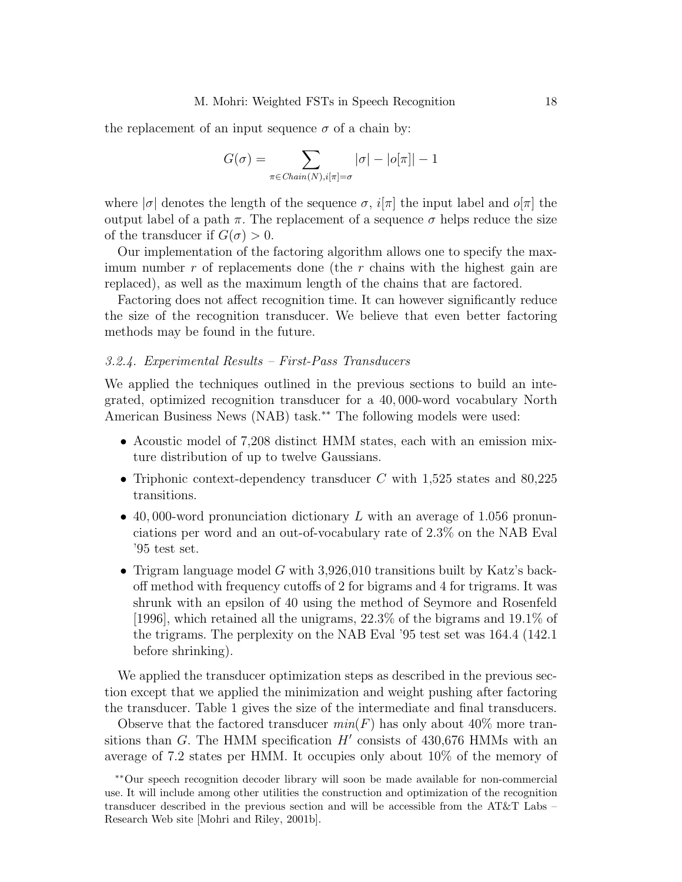the replacement of an input sequence $\sigma$ of a chain by:

$$G(\sigma) = \sum_{\pi \in Chain(N), i[\pi]=\sigma} |\sigma| - |o[\pi]| - 1$$

where $|\sigma|$ denotes the length of the sequence $\sigma$, $i[\pi]$ the input label and $o[\pi]$ the output label of a path $\pi$. The replacement of a sequence $\sigma$ helps reduce the size of the transducer if $G(\sigma) > 0$.

Our implementation of the factoring algorithm allows one to specify the maximum number $r$ of replacements done (the $r$ chains with the highest gain are replaced), as well as the maximum length of the chains that are factored.

Factoring does not affect recognition time. It can however significantly reduce the size of the recognition transducer. We believe that even better factoring methods may be found in the future.

### *3.2.4. Experimental Results – First-Pass Transducers*

We applied the techniques outlined in the previous sections to build an integrated, optimized recognition transducer for a 40,000-word vocabulary North American Business News (NAB) task.** The following models were used:

- Acoustic model of 7,208 distinct HMM states, each with an emission mixture distribution of up to twelve Gaussians.
- Triphonic context-dependency transducer $C$ with 1,525 states and 80,225 transitions.
- 40,000-word pronunciation dictionary $L$ with an average of 1.056 pronunciations per word and an out-of-vocabulary rate of 2.3% on the NAB Eval '95 test set.
- Trigram language model $G$ with 3,926,010 transitions built by Katz's back-off method with frequency cutoffs of 2 for bigrams and 4 for trigrams. It was shrunk with an epsilon of 40 using the method of Seymore and Rosenfeld [1996], which retained all the unigrams, 22.3% of the bigrams and 19.1% of the trigrams. The perplexity on the NAB Eval '95 test set was 164.4 (142.1 before shrinking).

We applied the transducer optimization steps as described in the previous section except that we applied the minimization and weight pushing after factoring the transducer. Table 1 gives the size of the intermediate and final transducers.

Observe that the factored transducer $min(F)$ has only about 40% more transitions than $G$. The HMM specification $H'$ consists of 430,676 HMMs with an average of 7.2 states per HMM. It occupies only about 10% of the memory of

**Our speech recognition decoder library will soon be made available for non-commercial use. It will include among other utilities the construction and optimization of the recognition transducer described in the previous section and will be accessible from the AT&T Labs – Research Web site [Mohri and Riley, 2001b].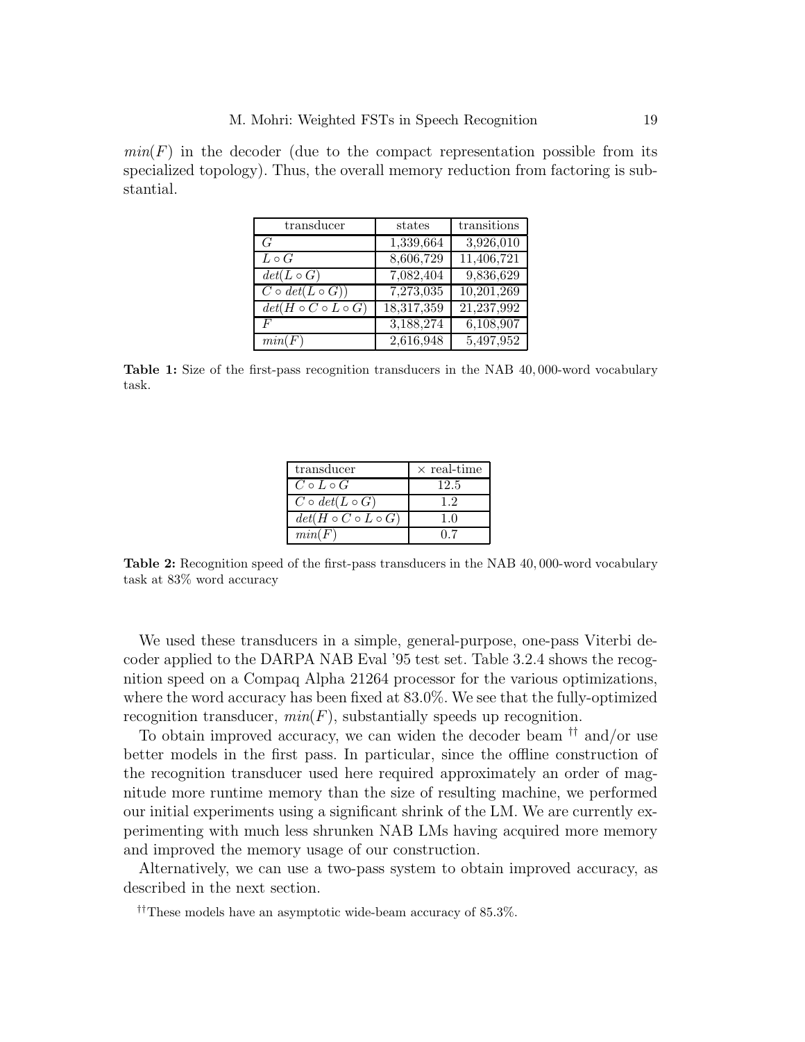$min(F)$ in the decoder (due to the compact representation possible from its specialized topology). Thus, the overall memory reduction from factoring is substantial.

| transducer | states | transitions |
|---|---|---|
| $G$ | 1,339,664 | 3,926,010 |
| $L \circ G$ | 8,606,729 | 11,406,721 |
| $det(L \circ G)$ | 7,082,404 | 9,836,629 |
| $C \circ det(L \circ G))$ | 7,273,035 | 10,201,269 |
| $det(H \circ C \circ L \circ G)$ | 18,317,359 | 21,237,992 |
| $F$ | 3,188,274 | 6,108,907 |
| $min(F)$ | 2,616,948 | 5,497,952 |

**Table 1:** Size of the first-pass recognition transducers in the NAB 40,000-word vocabulary task.

| transducer | $\times$ real-time |
|---|---|
| $C \circ L \circ G$ | 12.5 |
| $C \circ det(L \circ G)$ | 1.2 |
| $det(H \circ C \circ L \circ G)$ | 1.0 |
| $min(F)$ | 0.7 |

**Table 2:** Recognition speed of the first-pass transducers in the NAB 40,000-word vocabulary task at 83% word accuracy

We used these transducers in a simple, general-purpose, one-pass Viterbi decoder applied to the DARPA NAB Eval '95 test set. Table 3.2.4 shows the recognition speed on a Compaq Alpha 21264 processor for the various optimizations, where the word accuracy has been fixed at 83.0%. We see that the fully-optimized recognition transducer, $min(F)$, substantially speeds up recognition.

To obtain improved accuracy, we can widen the decoder beam [††] and/or use better models in the first pass. In particular, since the offline construction of the recognition transducer used here required approximately an order of magnitude more runtime memory than the size of resulting machine, we performed our initial experiments using a significant shrink of the LM. We are currently experimenting with much less shrunken NAB LMs having acquired more memory and improved the memory usage of our construction.

Alternatively, we can use a two-pass system to obtain improved accuracy, as described in the next section.

[††] These models have an asymptotic wide-beam accuracy of 85.3%.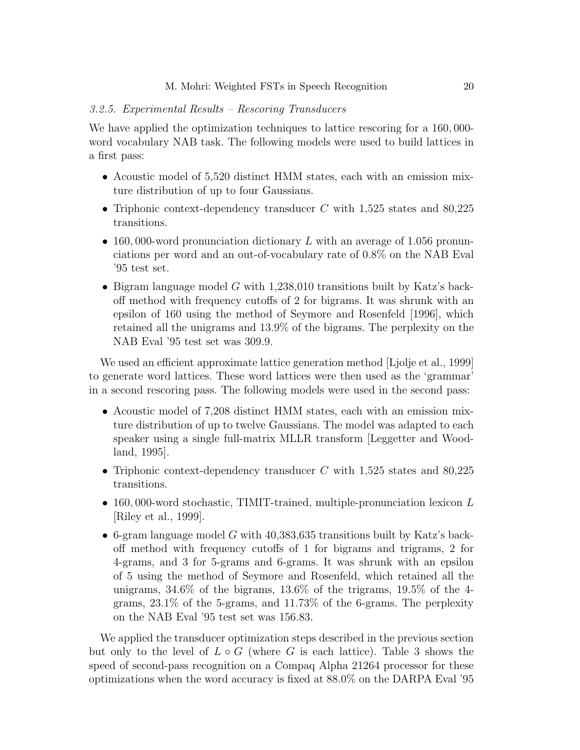#### *3.2.5. Experimental Results – Rescoring Transducers*

We have applied the optimization techniques to lattice rescoring for a 160,000-word vocabulary NAB task. The following models were used to build lattices in a first pass:

- Acoustic model of 5,520 distinct HMM states, each with an emission mixture distribution of up to four Gaussians.
- Triphonic context-dependency transducer $C$ with 1,525 states and 80,225 transitions.
- 160,000-word pronunciation dictionary $L$ with an average of 1.056 pronunciations per word and an out-of-vocabulary rate of 0.8% on the NAB Eval '95 test set.
- Bigram language model $G$ with 1,238,010 transitions built by Katz's backoff method with frequency cutoffs of 2 for bigrams. It was shrunk with an epsilon of 160 using the method of Seymore and Rosenfeld [1996], which retained all the unigrams and 13.9% of the bigrams. The perplexity on the NAB Eval '95 test set was 309.9.

We used an efficient approximate lattice generation method [Ljolje et al., 1999] to generate word lattices. These word lattices were then used as the 'grammar' in a second rescoring pass. The following models were used in the second pass:

- Acoustic model of 7,208 distinct HMM states, each with an emission mixture distribution of up to twelve Gaussians. The model was adapted to each speaker using a single full-matrix MLLR transform [Leggetter and Woodland, 1995].
- Triphonic context-dependency transducer $C$ with 1,525 states and 80,225 transitions.
- 160,000-word stochastic, TIMIT-trained, multiple-pronunciation lexicon $L$ [Riley et al., 1999].
- 6-gram language model $G$ with 40,383,635 transitions built by Katz's backoff method with frequency cutoffs of 1 for bigrams and trigrams, 2 for 4-grams, and 3 for 5-grams and 6-grams. It was shrunk with an epsilon of 5 using the method of Seymore and Rosenfeld, which retained all the unigrams, 34.6% of the bigrams, 13.6% of the trigrams, 19.5% of the 4-grams, 23.1% of the 5-grams, and 11.73% of the 6-grams. The perplexity on the NAB Eval '95 test set was 156.83.

We applied the transducer optimization steps described in the previous section but only to the level of $L \circ G$ (where $G$ is each lattice). Table 3 shows the speed of second-pass recognition on a Compaq Alpha 21264 processor for these optimizations when the word accuracy is fixed at 88.0% on the DARPA Eval '95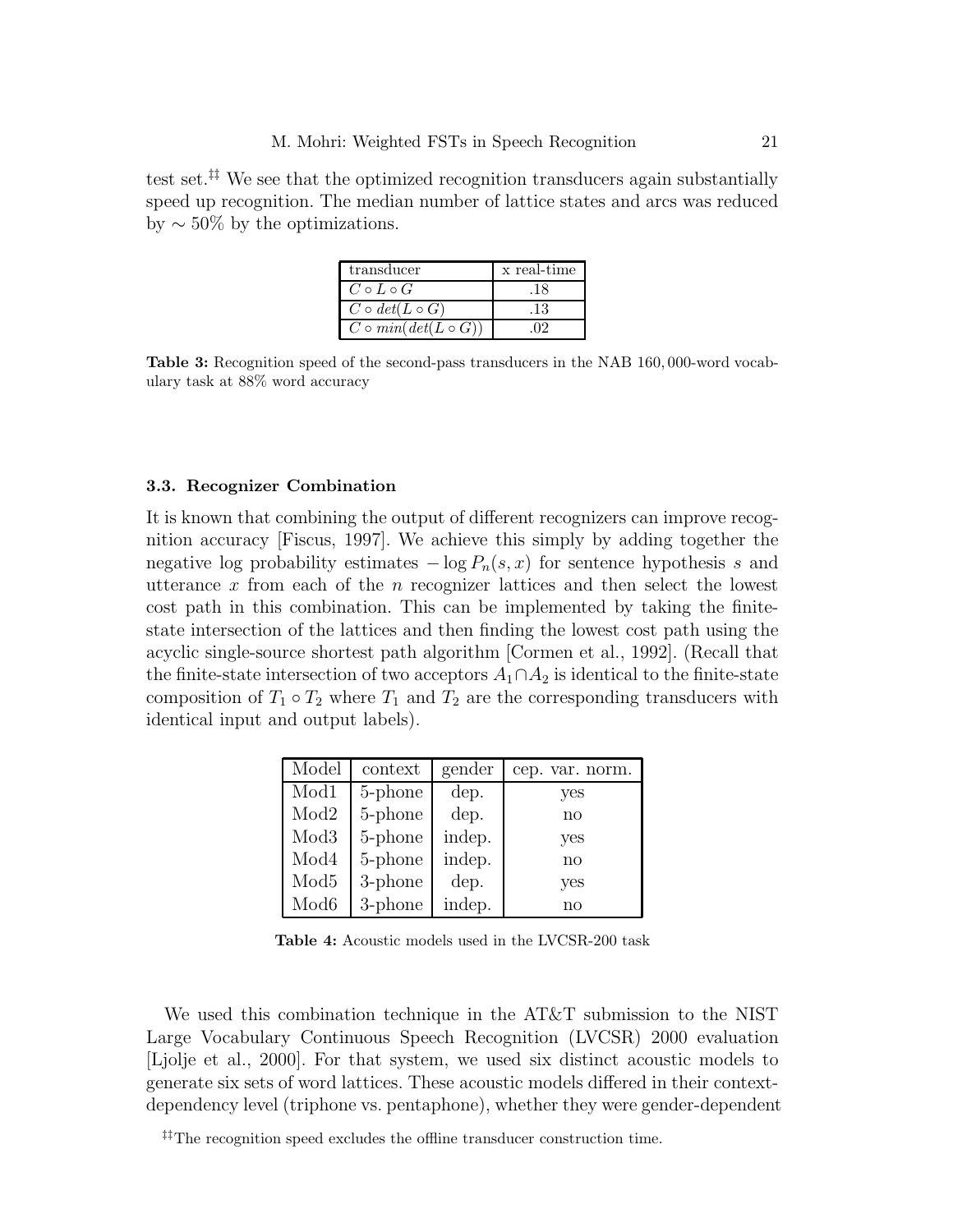test set.[‡‡] We see that the optimized recognition transducers again substantially speed up recognition. The median number of lattice states and arcs was reduced by $\sim 50\%$ by the optimizations.

| transducer | x real-time |
|---|---|
| $C \circ L \circ G$ | .18 |
| $C \circ det(L \circ G)$ | .13 |
| $C \circ min(det(L \circ G))$ | .02 |

**Table 3:** Recognition speed of the second-pass transducers in the NAB 160,000-word vocabulary task at 88% word accuracy

### 3.3. Recognizer Combination

It is known that combining the output of different recognizers can improve recognition accuracy [Fiscus, 1997]. We achieve this simply by adding together the negative log probability estimates $-\log P_n(s, x)$ for sentence hypothesis $s$ and utterance $x$ from each of the $n$ recognizer lattices and then select the lowest cost path in this combination. This can be implemented by taking the finite-state intersection of the lattices and then finding the lowest cost path using the acyclic single-source shortest path algorithm [Cormen et al., 1992]. (Recall that the finite-state intersection of two acceptors $A_1 \cap A_2$ is identical to the finite-state composition of $T_1 \circ T_2$ where $T_1$ and $T_2$ are the corresponding transducers with identical input and output labels).

| Model | context | gender | cep. var. norm. |
|---|---|---|---|
| Mod1 | 5-phone | dep. | yes |
| Mod2 | 5-phone | dep. | no |
| Mod3 | 5-phone | indep. | yes |
| Mod4 | 5-phone | indep. | no |
| Mod5 | 3-phone | dep. | yes |
| Mod6 | 3-phone | indep. | no |

**Table 4:** Acoustic models used in the LVCSR-200 task

We used this combination technique in the AT&T submission to the NIST Large Vocabulary Continuous Speech Recognition (LVCSR) 2000 evaluation [Ljolje et al., 2000]. For that system, we used six distinct acoustic models to generate six sets of word lattices. These acoustic models differed in their context-dependency level (triphone vs. pentaphone), whether they were gender-dependent

[‡‡] The recognition speed excludes the offline transducer construction time.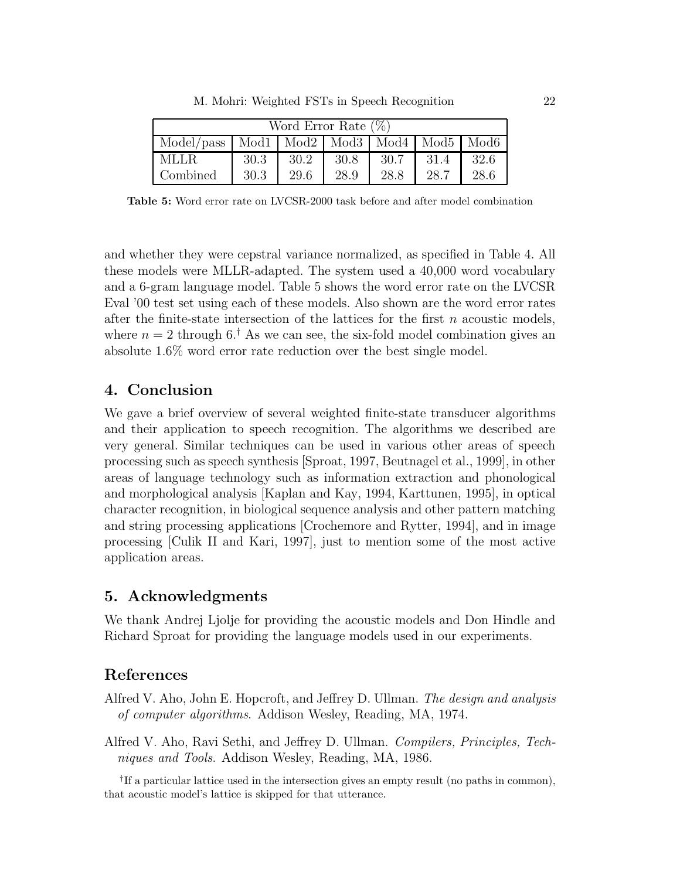| Word Error Rate (%) | | | | | | |
|---|---|---|---|---|---|---|
| Model/pass | Mod1 | Mod2 | Mod3 | Mod4 | Mod5 | Mod6 |
| MLLR | 30.3 | 30.2 | 30.8 | 30.7 | 31.4 | 32.6 |
| Combined | 30.3 | 29.6 | 28.9 | 28.8 | 28.7 | 28.6 |

**Table 5:** Word error rate on LVCSR-2000 task before and after model combination

and whether they were cepstral variance normalized, as specified in Table 4. All these models were MLLR-adapted. The system used a 40,000 word vocabulary and a 6-gram language model. Table 5 shows the word error rate on the LVCSR Eval '00 test set using each of these models. Also shown are the word error rates after the finite-state intersection of the lattices for the first $n$ acoustic models, where $n = 2$ through 6.[†] As we can see, the six-fold model combination gives an absolute 1.6% word error rate reduction over the best single model.

## 4. Conclusion

We gave a brief overview of several weighted finite-state transducer algorithms and their application to speech recognition. The algorithms we described are very general. Similar techniques can be used in various other areas of speech processing such as speech synthesis [Sproat, 1997, Beutnagel et al., 1999], in other areas of language technology such as information extraction and phonological and morphological analysis [Kaplan and Kay, 1994, Karttunen, 1995], in optical character recognition, in biological sequence analysis and other pattern matching and string processing applications [Crochemore and Rytter, 1994], and in image processing [Culik II and Kari, 1997], just to mention some of the most active application areas.

## 5. Acknowledgments

We thank Andrej Ljolje for providing the acoustic models and Don Hindle and Richard Sproat for providing the language models used in our experiments.

## References

Alfred V. Aho, John E. Hopcroft, and Jeffrey D. Ullman. *The design and analysis of computer algorithms*. Addison Wesley, Reading, MA, 1974.

Alfred V. Aho, Ravi Sethi, and Jeffrey D. Ullman. *Compilers, Principles, Techniques and Tools*. Addison Wesley, Reading, MA, 1986.

[†] If a particular lattice used in the intersection gives an empty result (no paths in common), that acoustic model's lattice is skipped for that utterance.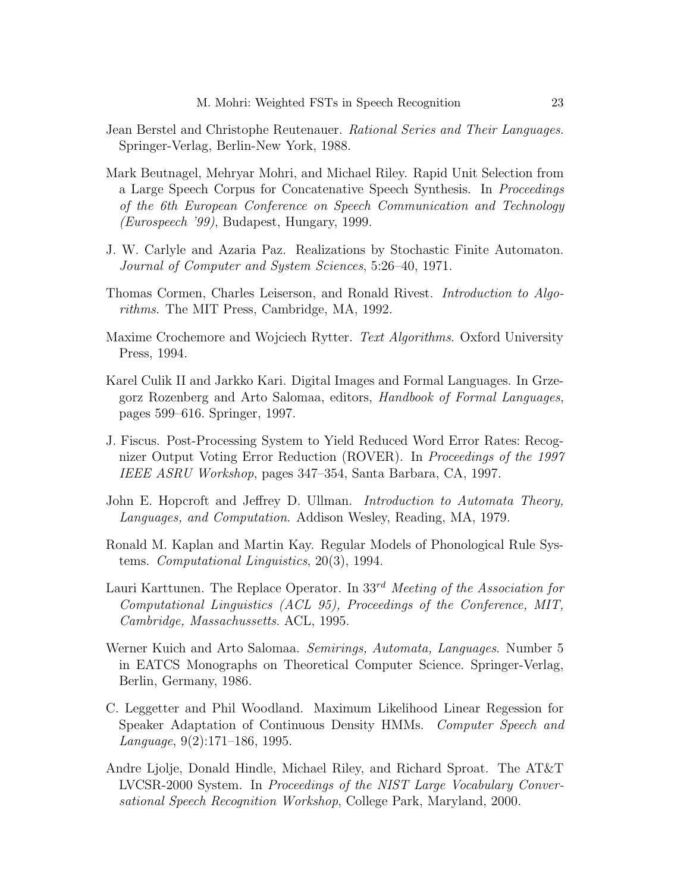Jean Berstel and Christophe Reutenauer. *Rational Series and Their Languages*. Springer-Verlag, Berlin-New York, 1988.

Mark Beutnagel, Mehryar Mohri, and Michael Riley. Rapid Unit Selection from a Large Speech Corpus for Concatenative Speech Synthesis. In *Proceedings of the 6th European Conference on Speech Communication and Technology (Eurospeech '99)*, Budapest, Hungary, 1999.

J. W. Carlyle and Azaria Paz. Realizations by Stochastic Finite Automaton. *Journal of Computer and System Sciences*, 5:26–40, 1971.

Thomas Cormen, Charles Leiserson, and Ronald Rivest. *Introduction to Algorithms*. The MIT Press, Cambridge, MA, 1992.

Maxime Crochemore and Wojciech Rytter. *Text Algorithms*. Oxford University Press, 1994.

Karel Culik II and Jarkko Kari. Digital Images and Formal Languages. In Grzegorz Rozenberg and Arto Salomaa, editors, *Handbook of Formal Languages*, pages 599–616. Springer, 1997.

J. Fiscus. Post-Processing System to Yield Reduced Word Error Rates: Recognizer Output Voting Error Reduction (ROVER). In *Proceedings of the 1997 IEEE ASRU Workshop*, pages 347–354, Santa Barbara, CA, 1997.

John E. Hopcroft and Jeffrey D. Ullman. *Introduction to Automata Theory, Languages, and Computation*. Addison Wesley, Reading, MA, 1979.

Ronald M. Kaplan and Martin Kay. Regular Models of Phonological Rule Systems. *Computational Linguistics*, 20(3), 1994.

Lauri Karttunen. The Replace Operator. In $33^{rd}$ *Meeting of the Association for Computational Linguistics (ACL 95), Proceedings of the Conference, MIT, Cambridge, Massachussetts*. ACL, 1995.

Werner Kuich and Arto Salomaa. *Semirings, Automata, Languages*. Number 5 in EATCS Monographs on Theoretical Computer Science. Springer-Verlag, Berlin, Germany, 1986.

C. Leggetter and Phil Woodland. Maximum Likelihood Linear Regession for Speaker Adaptation of Continuous Density HMMs. *Computer Speech and Language*, 9(2):171–186, 1995.

Andre Ljolje, Donald Hindle, Michael Riley, and Richard Sproat. The AT&T LVCSR-2000 System. In *Proceedings of the NIST Large Vocabulary Conversational Speech Recognition Workshop*, College Park, Maryland, 2000.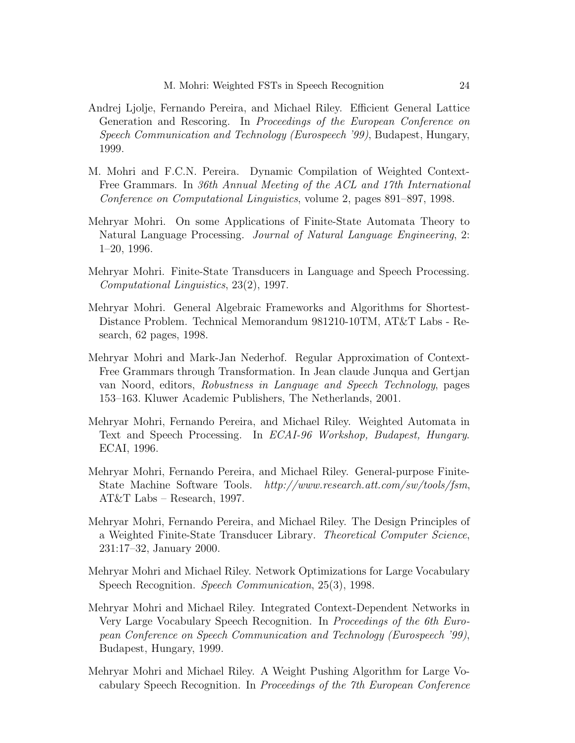Andrej Ljolje, Fernando Pereira, and Michael Riley. Efficient General Lattice Generation and Rescoring. In *Proceedings of the European Conference on Speech Communication and Technology (Eurospeech '99)*, Budapest, Hungary, 1999.

M. Mohri and F.C.N. Pereira. Dynamic Compilation of Weighted Context-Free Grammars. In *36th Annual Meeting of the ACL and 17th International Conference on Computational Linguistics*, volume 2, pages 891–897, 1998.

Mehryar Mohri. On some Applications of Finite-State Automata Theory to Natural Language Processing. *Journal of Natural Language Engineering*, 2: 1–20, 1996.

Mehryar Mohri. Finite-State Transducers in Language and Speech Processing. *Computational Linguistics*, 23(2), 1997.

Mehryar Mohri. General Algebraic Frameworks and Algorithms for Shortest-Distance Problem. Technical Memorandum 981210-10TM, AT&T Labs - Research, 62 pages, 1998.

Mehryar Mohri and Mark-Jan Nederhof. Regular Approximation of Context-Free Grammars through Transformation. In Jean claude Junqua and Gertjan van Noord, editors, *Robustness in Language and Speech Technology*, pages 153–163. Kluwer Academic Publishers, The Netherlands, 2001.

Mehryar Mohri, Fernando Pereira, and Michael Riley. Weighted Automata in Text and Speech Processing. In *ECAI-96 Workshop, Budapest, Hungary*. ECAI, 1996.

Mehryar Mohri, Fernando Pereira, and Michael Riley. General-purpose Finite-State Machine Software Tools. *http://www.research.att.com/sw/tools/fsm*, AT&T Labs – Research, 1997.

Mehryar Mohri, Fernando Pereira, and Michael Riley. The Design Principles of a Weighted Finite-State Transducer Library. *Theoretical Computer Science*, 231:17–32, January 2000.

Mehryar Mohri and Michael Riley. Network Optimizations for Large Vocabulary Speech Recognition. *Speech Communication*, 25(3), 1998.

Mehryar Mohri and Michael Riley. Integrated Context-Dependent Networks in Very Large Vocabulary Speech Recognition. In *Proceedings of the 6th European Conference on Speech Communication and Technology (Eurospeech '99)*, Budapest, Hungary, 1999.

Mehryar Mohri and Michael Riley. A Weight Pushing Algorithm for Large Vocabulary Speech Recognition. In *Proceedings of the 7th European Conference*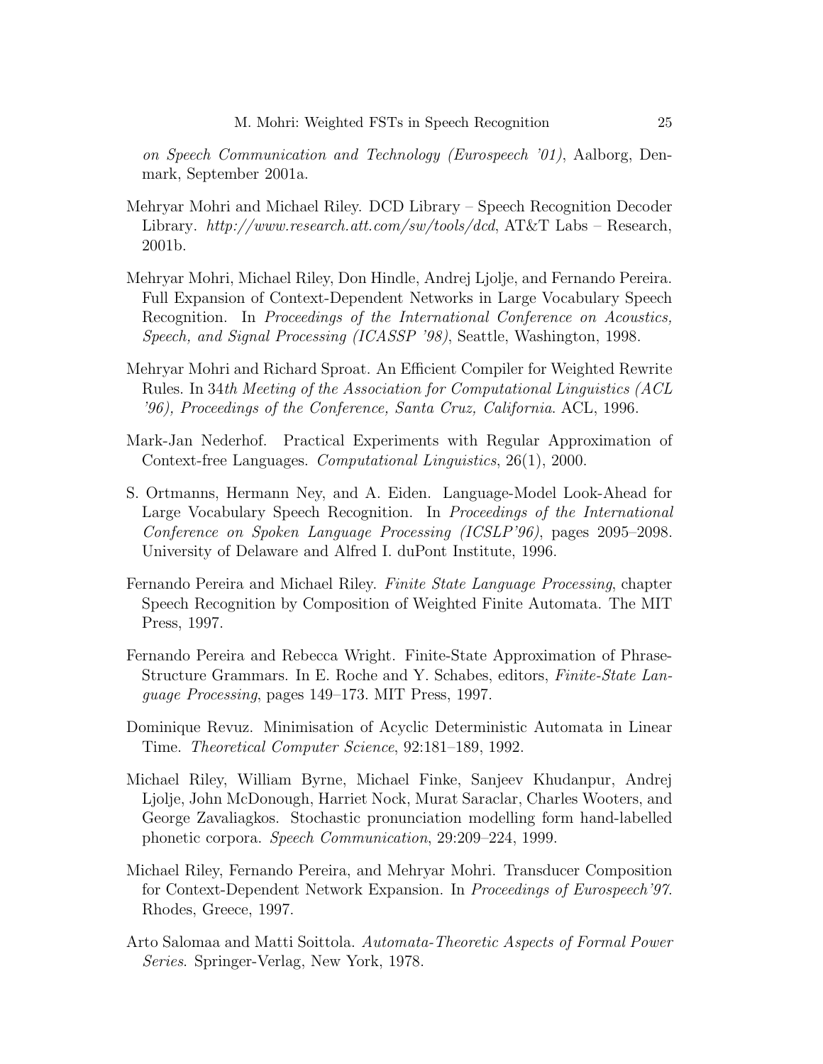*on Speech Communication and Technology (Eurospeech '01)*, Aalborg, Denmark, September 2001a.

Mehryar Mohri and Michael Riley. DCD Library – Speech Recognition Decoder Library. *http://www.research.att.com/sw/tools/dcd*, AT&T Labs – Research, 2001b.

Mehryar Mohri, Michael Riley, Don Hindle, Andrej Ljolje, and Fernando Pereira. Full Expansion of Context-Dependent Networks in Large Vocabulary Speech Recognition. In *Proceedings of the International Conference on Acoustics, Speech, and Signal Processing (ICASSP '98)*, Seattle, Washington, 1998.

Mehryar Mohri and Richard Sproat. An Efficient Compiler for Weighted Rewrite Rules. In 34*th Meeting of the Association for Computational Linguistics (ACL '96), Proceedings of the Conference, Santa Cruz, California*. ACL, 1996.

Mark-Jan Nederhof. Practical Experiments with Regular Approximation of Context-free Languages. *Computational Linguistics*, 26(1), 2000.

S. Ortmanns, Hermann Ney, and A. Eiden. Language-Model Look-Ahead for Large Vocabulary Speech Recognition. In *Proceedings of the International Conference on Spoken Language Processing (ICSLP'96)*, pages 2095–2098. University of Delaware and Alfred I. duPont Institute, 1996.

Fernando Pereira and Michael Riley. *Finite State Language Processing*, chapter Speech Recognition by Composition of Weighted Finite Automata. The MIT Press, 1997.

Fernando Pereira and Rebecca Wright. Finite-State Approximation of Phrase-Structure Grammars. In E. Roche and Y. Schabes, editors, *Finite-State Language Processing*, pages 149–173. MIT Press, 1997.

Dominique Revuz. Minimisation of Acyclic Deterministic Automata in Linear Time. *Theoretical Computer Science*, 92:181–189, 1992.

Michael Riley, William Byrne, Michael Finke, Sanjeev Khudanpur, Andrej Ljolje, John McDonough, Harriet Nock, Murat Saraclar, Charles Wooters, and George Zavaliagkos. Stochastic pronunciation modelling form hand-labelled phonetic corpora. *Speech Communication*, 29:209–224, 1999.

Michael Riley, Fernando Pereira, and Mehryar Mohri. Transducer Composition for Context-Dependent Network Expansion. In *Proceedings of Eurospeech'97*. Rhodes, Greece, 1997.

Arto Salomaa and Matti Soittola. *Automata-Theoretic Aspects of Formal Power Series*. Springer-Verlag, New York, 1978.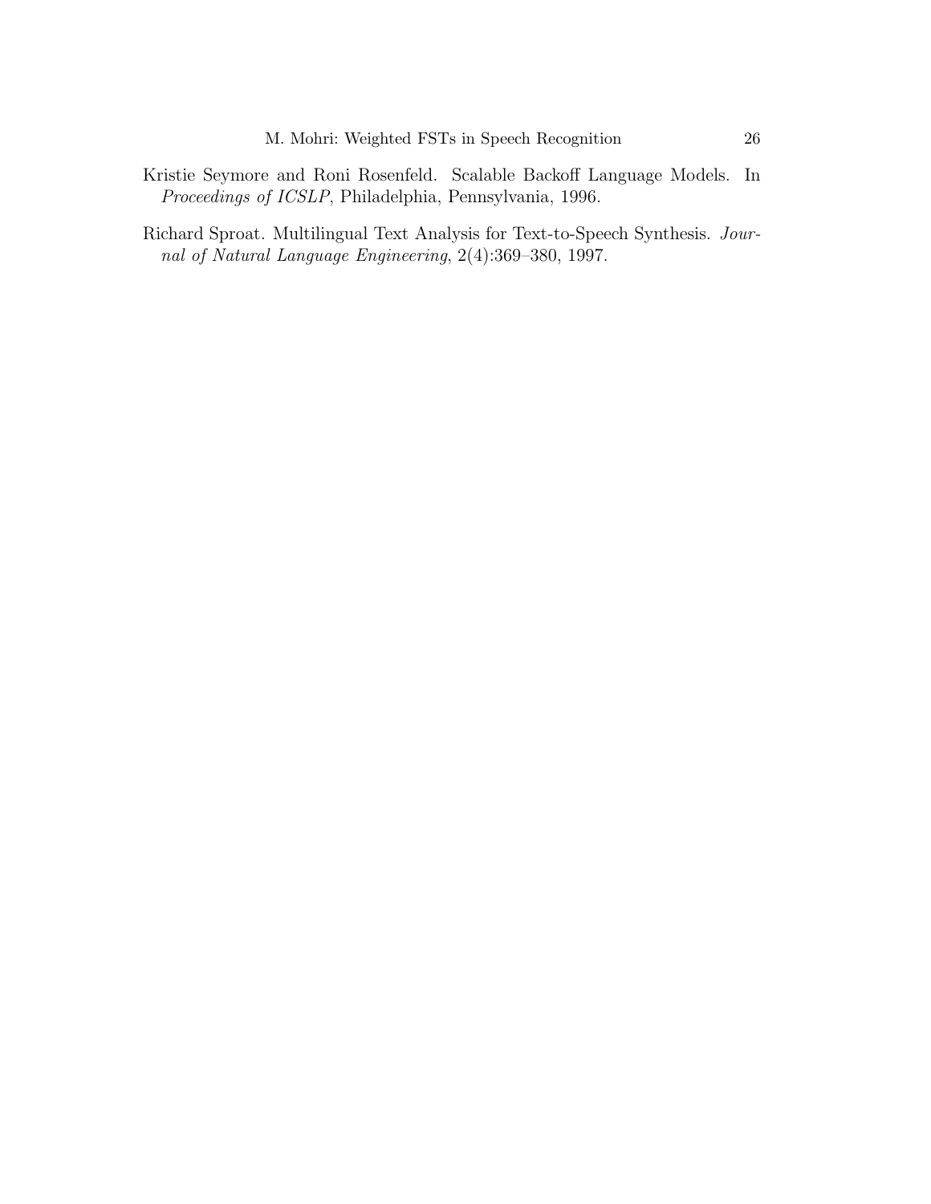Kristie Seymore and Roni Rosenfeld. Scalable Backoff Language Models. In *Proceedings of ICSLP*, Philadelphia, Pennsylvania, 1996.

Richard Sproat. Multilingual Text Analysis for Text-to-Speech Synthesis. *Journal of Natural Language Engineering*, 2(4):369–380, 1997.